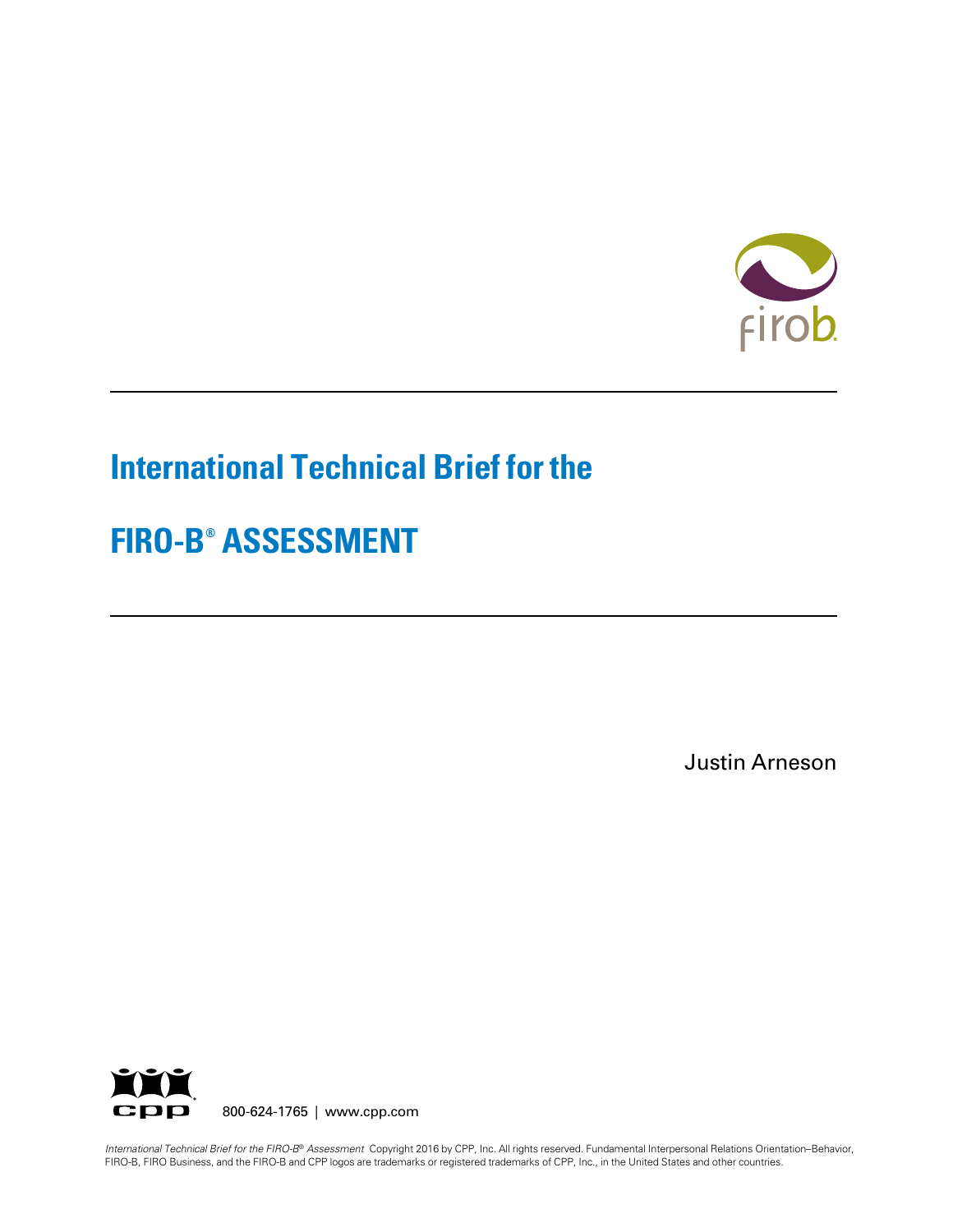# International Technical Brief for the

# FIRO-B® ASSESSMENT

Justin Arneson

800-624-1765 | www.cpp.com

*International Technical Brief for the FIRO-B® Assessment* Copyright 2016 by CPP, Inc. All rights reserved. Fundamental Interpersonal Relations Orientation–Behavior, FIRO-B, FIRO Business, and the FIRO-B and CPP logos are trademarks or registered trademarks of CPP, Inc., in the United States and other countries.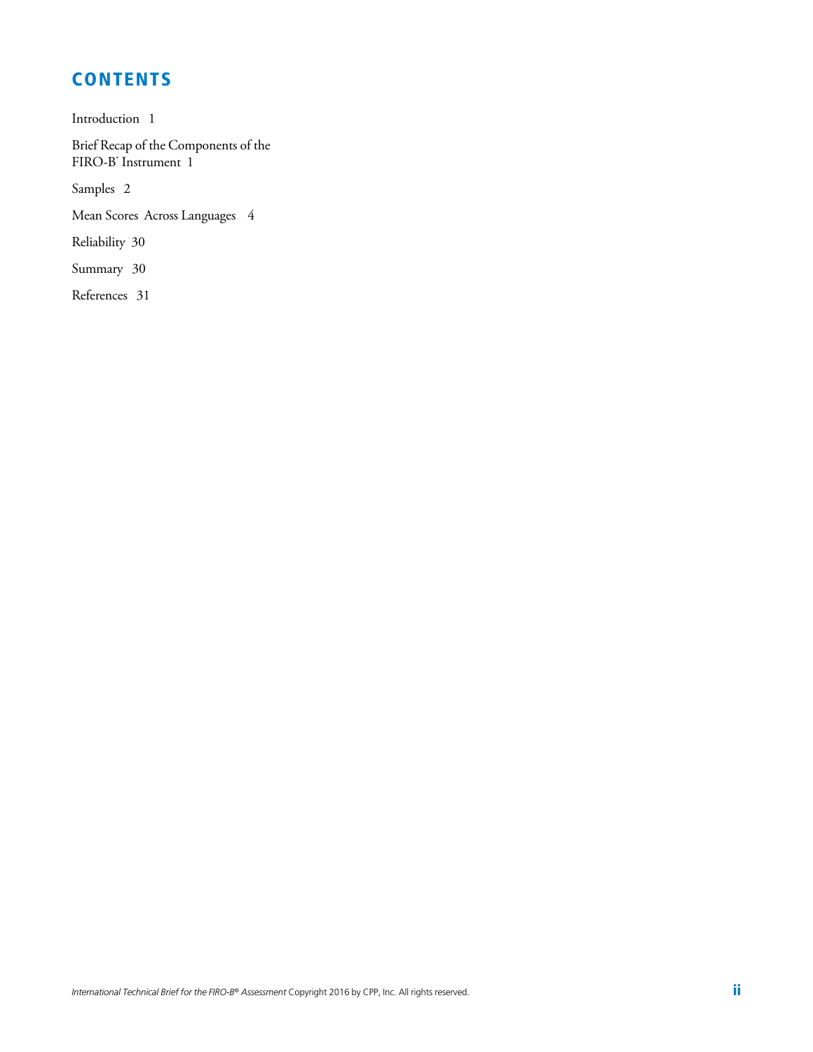# CONTENTS

Introduction 1

Brief Recap of the Components of the FIRO-B® Instrument 1

Samples 2

Mean Scores Across Languages 4

Reliability 30

Summary 30

References 31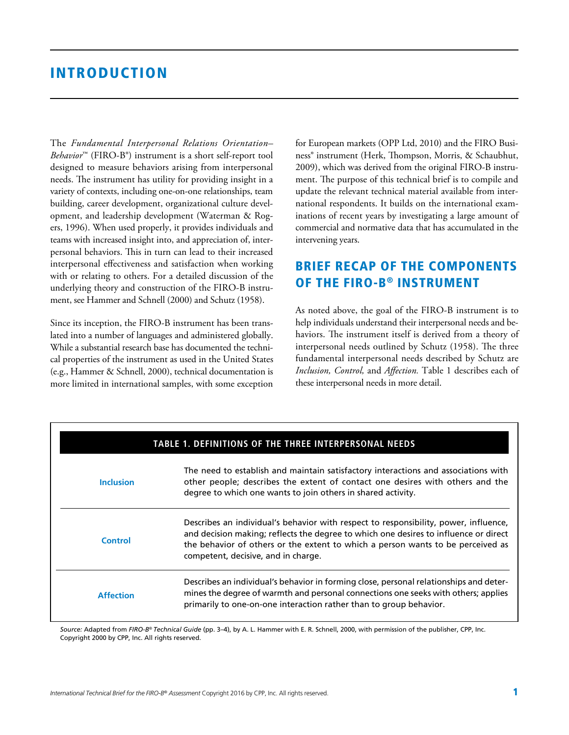# INTRODUCTION

The *Fundamental Interpersonal Relations Orientation–Behavior*™ (FIRO-B®) instrument is a short self-report tool designed to measure behaviors arising from interpersonal needs. The instrument has utility for providing insight in a variety of contexts, including one-on-one relationships, team building, career development, organizational culture development, and leadership development (Waterman & Rogers, 1996). When used properly, it provides individuals and teams with increased insight into, and appreciation of, interpersonal behaviors. This in turn can lead to their increased interpersonal effectiveness and satisfaction when working with or relating to others. For a detailed discussion of the underlying theory and construction of the FIRO-B instrument, see Hammer and Schnell (2000) and Schutz (1958).

Since its inception, the FIRO-B instrument has been translated into a number of languages and administered globally. While a substantial research base has documented the technical properties of the instrument as used in the United States (e.g., Hammer & Schnell, 2000), technical documentation is more limited in international samples, with some exception for European markets (OPP Ltd, 2010) and the FIRO Business® instrument (Herk, Thompson, Morris, & Schaubhut, 2009), which was derived from the original FIRO-B instrument. The purpose of this technical brief is to compile and update the relevant technical material available from international respondents. It builds on the international examinations of recent years by investigating a large amount of commercial and normative data that has accumulated in the intervening years.

## BRIEF RECAP OF THE COMPONENTS OF THE FIRO-B® INSTRUMENT

As noted above, the goal of the FIRO-B instrument is to help individuals understand their interpersonal needs and behaviors. The instrument itself is derived from a theory of interpersonal needs outlined by Schutz (1958). The three fundamental interpersonal needs described by Schutz are *Inclusion, Control,* and *Affection.* Table 1 describes each of these interpersonal needs in more detail.

| TABLE 1. DEFINITIONS OF THE THREE INTERPERSONAL NEEDS | |
|---|---|
| **Inclusion** | The need to establish and maintain satisfactory interactions and associations with other people; describes the extent of contact one desires with others and the degree to which one wants to join others in shared activity. |
| **Control** | Describes an individual's behavior with respect to responsibility, power, influence, and decision making; reflects the degree to which one desires to influence or direct the behavior of others or the extent to which a person wants to be perceived as competent, decisive, and in charge. |
| **Affection** | Describes an individual's behavior in forming close, personal relationships and determines the degree of warmth and personal connections one seeks with others; applies primarily to one-on-one interaction rather than to group behavior. |

*Source:* Adapted from *FIRO-B® Technical Guide* (pp. 3–4), by A. L. Hammer with E. R. Schnell, 2000, with permission of the publisher, CPP, Inc. Copyright 2000 by CPP, Inc. All rights reserved.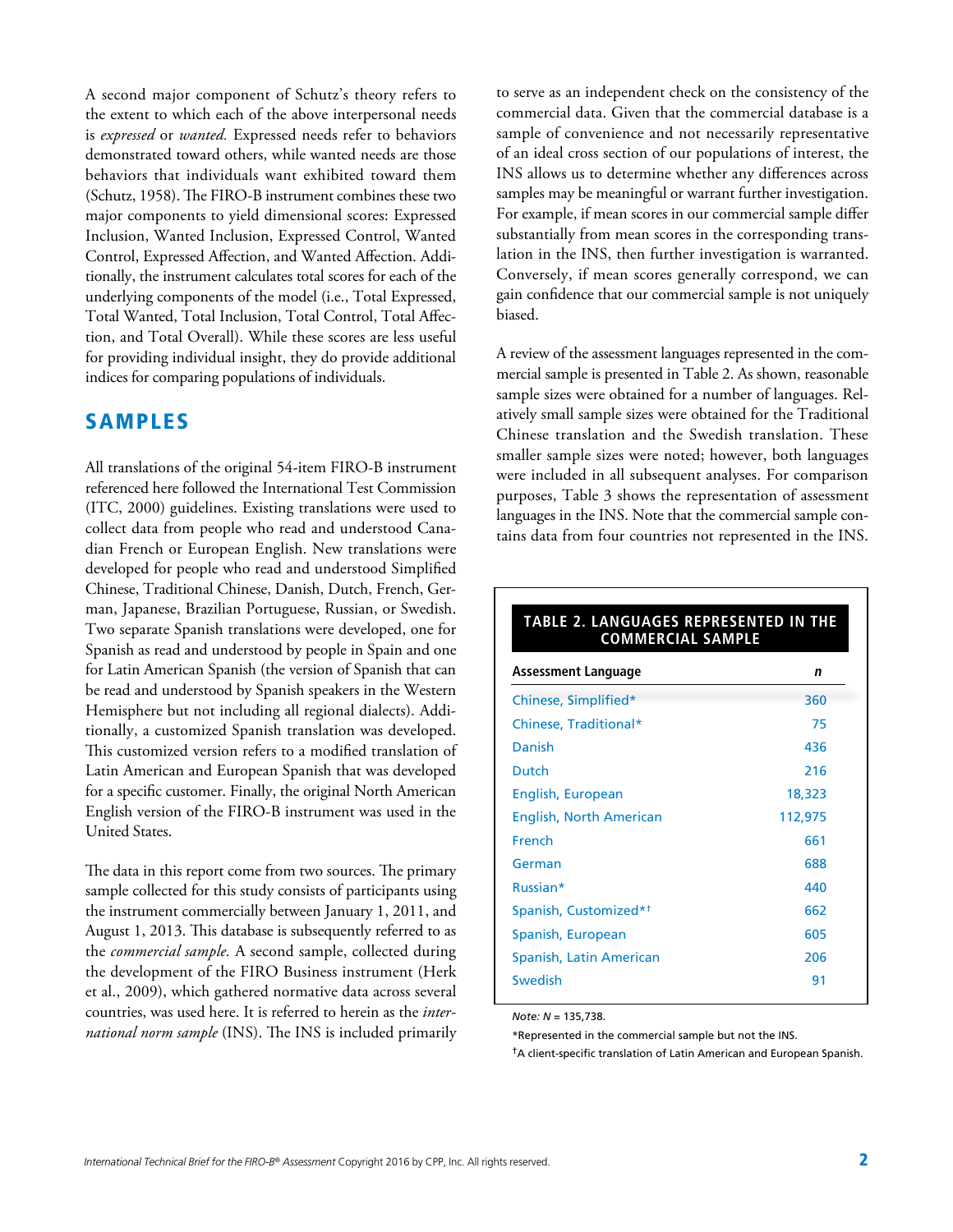A second major component of Schutz's theory refers to the extent to which each of the above interpersonal needs is *expressed* or *wanted.* Expressed needs refer to behaviors demonstrated toward others, while wanted needs are those behaviors that individuals want exhibited toward them (Schutz, 1958). The FIRO-B instrument combines these two major components to yield dimensional scores: Expressed Inclusion, Wanted Inclusion, Expressed Control, Wanted Control, Expressed Affection, and Wanted Affection. Additionally, the instrument calculates total scores for each of the underlying components of the model (i.e., Total Expressed, Total Wanted, Total Inclusion, Total Control, Total Affection, and Total Overall). While these scores are less useful for providing individual insight, they do provide additional indices for comparing populations of individuals.

## SAMPLES

All translations of the original 54-item FIRO-B instrument referenced here followed the International Test Commission (ITC, 2000) guidelines. Existing translations were used to collect data from people who read and understood Canadian French or European English. New translations were developed for people who read and understood Simplified Chinese, Traditional Chinese, Danish, Dutch, French, German, Japanese, Brazilian Portuguese, Russian, or Swedish. Two separate Spanish translations were developed, one for Spanish as read and understood by people in Spain and one for Latin American Spanish (the version of Spanish that can be read and understood by Spanish speakers in the Western Hemisphere but not including all regional dialects). Additionally, a customized Spanish translation was developed. This customized version refers to a modified translation of Latin American and European Spanish that was developed for a specific customer. Finally, the original North American English version of the FIRO-B instrument was used in the United States.

The data in this report come from two sources. The primary sample collected for this study consists of participants using the instrument commercially between January 1, 2011, and August 1, 2013. This database is subsequently referred to as the *commercial sample.* A second sample, collected during the development of the FIRO Business instrument (Herk et al., 2009), which gathered normative data across several countries, was used here. It is referred to herein as the *international norm sample* (INS). The INS is included primarily to serve as an independent check on the consistency of the commercial data. Given that the commercial database is a sample of convenience and not necessarily representative of an ideal cross section of our populations of interest, the INS allows us to determine whether any differences across samples may be meaningful or warrant further investigation. For example, if mean scores in our commercial sample differ substantially from mean scores in the corresponding translation in the INS, then further investigation is warranted. Conversely, if mean scores generally correspond, we can gain confidence that our commercial sample is not uniquely biased.

A review of the assessment languages represented in the commercial sample is presented in Table 2. As shown, reasonable sample sizes were obtained for a number of languages. Relatively small sample sizes were obtained for the Traditional Chinese translation and the Swedish translation. These smaller sample sizes were noted; however, both languages were included in all subsequent analyses. For comparison purposes, Table 3 shows the representation of assessment languages in the INS. Note that the commercial sample contains data from four countries not represented in the INS.

**TABLE 2. LANGUAGES REPRESENTED IN THE COMMERCIAL SAMPLE**

| Assessment Language | *n* |
|---|---|
| Chinese, Simplified* | 360 |
| Chinese, Traditional* | 75 |
| Danish | 436 |
| Dutch | 216 |
| English, European | 18,323 |
| English, North American | 112,975 |
| French | 661 |
| German | 688 |
| Russian* | 440 |
| Spanish, Customized*† | 662 |
| Spanish, European | 605 |
| Spanish, Latin American | 206 |
| Swedish | 91 |

*Note:* *N* = 135,738.

*Represented in the commercial sample but not the INS.

†A client-specific translation of Latin American and European Spanish.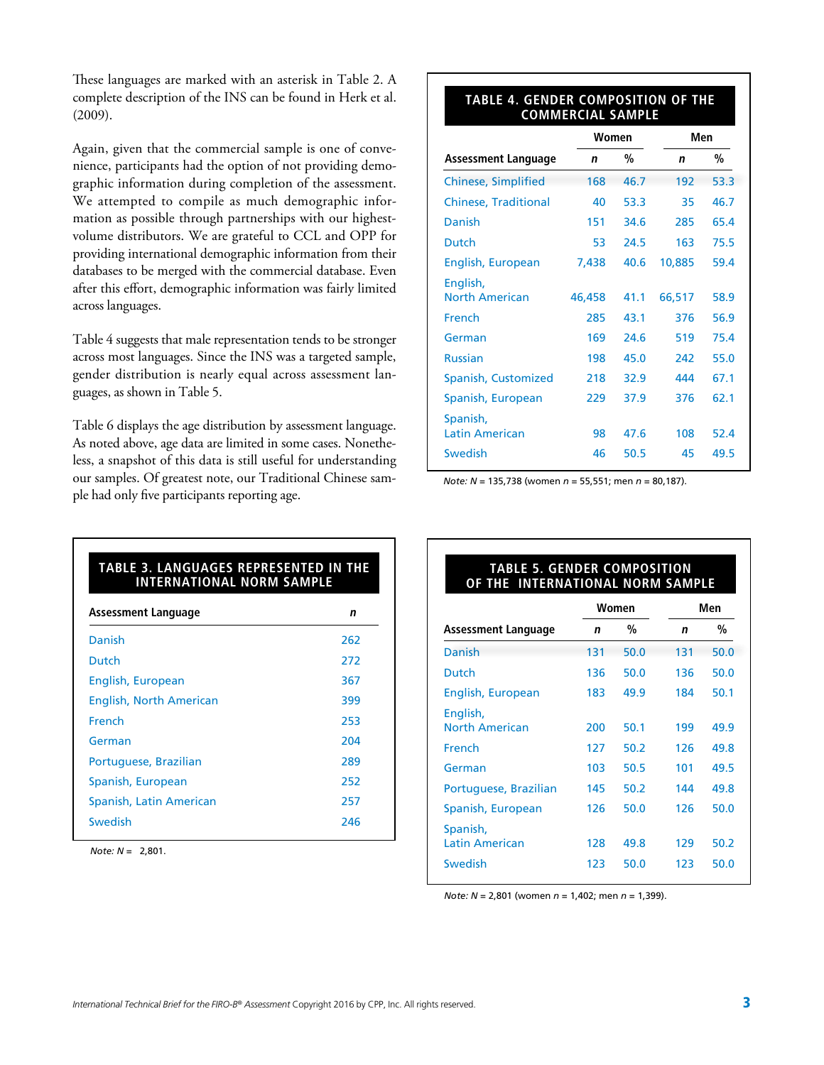These languages are marked with an asterisk in Table 2. A complete description of the INS can be found in Herk et al. (2009).

Again, given that the commercial sample is one of convenience, participants had the option of not providing demographic information during completion of the assessment. We attempted to compile as much demographic information as possible through partnerships with our highest-volume distributors. We are grateful to CCL and OPP for providing international demographic information from their databases to be merged with the commercial database. Even after this effort, demographic information was fairly limited across languages.

Table 4 suggests that male representation tends to be stronger across most languages. Since the INS was a targeted sample, gender distribution is nearly equal across assessment languages, as shown in Table 5.

Table 6 displays the age distribution by assessment language. As noted above, age data are limited in some cases. Nonetheless, a snapshot of this data is still useful for understanding our samples. Of greatest note, our Traditional Chinese sample had only five participants reporting age.

**TABLE 3. LANGUAGES REPRESENTED IN THE INTERNATIONAL NORM SAMPLE**

| Assessment Language | *n* |
|---|---|
| Danish | 262 |
| Dutch | 272 |
| English, European | 367 |
| English, North American | 399 |
| French | 253 |
| German | 204 |
| Portuguese, Brazilian | 289 |
| Spanish, European | 252 |
| Spanish, Latin American | 257 |
| Swedish | 246 |

*Note: N* = 2,801.

**TABLE 4. GENDER COMPOSITION OF THE COMMERCIAL SAMPLE**

| | Women | | Men | |
|---|---|---|---|---|
| **Assessment Language** | ***n*** | **%** | ***n*** | **%** |
| Chinese, Simplified | 168 | 46.7 | 192 | 53.3 |
| Chinese, Traditional | 40 | 53.3 | 35 | 46.7 |
| Danish | 151 | 34.6 | 285 | 65.4 |
| Dutch | 53 | 24.5 | 163 | 75.5 |
| English, European | 7,438 | 40.6 | 10,885 | 59.4 |
| English, North American | 46,458 | 41.1 | 66,517 | 58.9 |
| French | 285 | 43.1 | 376 | 56.9 |
| German | 169 | 24.6 | 519 | 75.4 |
| Russian | 198 | 45.0 | 242 | 55.0 |
| Spanish, Customized | 218 | 32.9 | 444 | 67.1 |
| Spanish, European | 229 | 37.9 | 376 | 62.1 |
| Spanish, Latin American | 98 | 47.6 | 108 | 52.4 |
| Swedish | 46 | 50.5 | 45 | 49.5 |

*Note: N* = 135,738 (women *n* = 55,551; men *n* = 80,187).

**TABLE 5. GENDER COMPOSITION OF THE INTERNATIONAL NORM SAMPLE**

| | Women | | Men | |
|---|---|---|---|---|
| **Assessment Language** | ***n*** | **%** | ***n*** | **%** |
| Danish | 131 | 50.0 | 131 | 50.0 |
| Dutch | 136 | 50.0 | 136 | 50.0 |
| English, European | 183 | 49.9 | 184 | 50.1 |
| English, North American | 200 | 50.1 | 199 | 49.9 |
| French | 127 | 50.2 | 126 | 49.8 |
| German | 103 | 50.5 | 101 | 49.5 |
| Portuguese, Brazilian | 145 | 50.2 | 144 | 49.8 |
| Spanish, European | 126 | 50.0 | 126 | 50.0 |
| Spanish, Latin American | 128 | 49.8 | 129 | 50.2 |
| Swedish | 123 | 50.0 | 123 | 50.0 |

*Note: N* = 2,801 (women *n* = 1,402; men *n* = 1,399).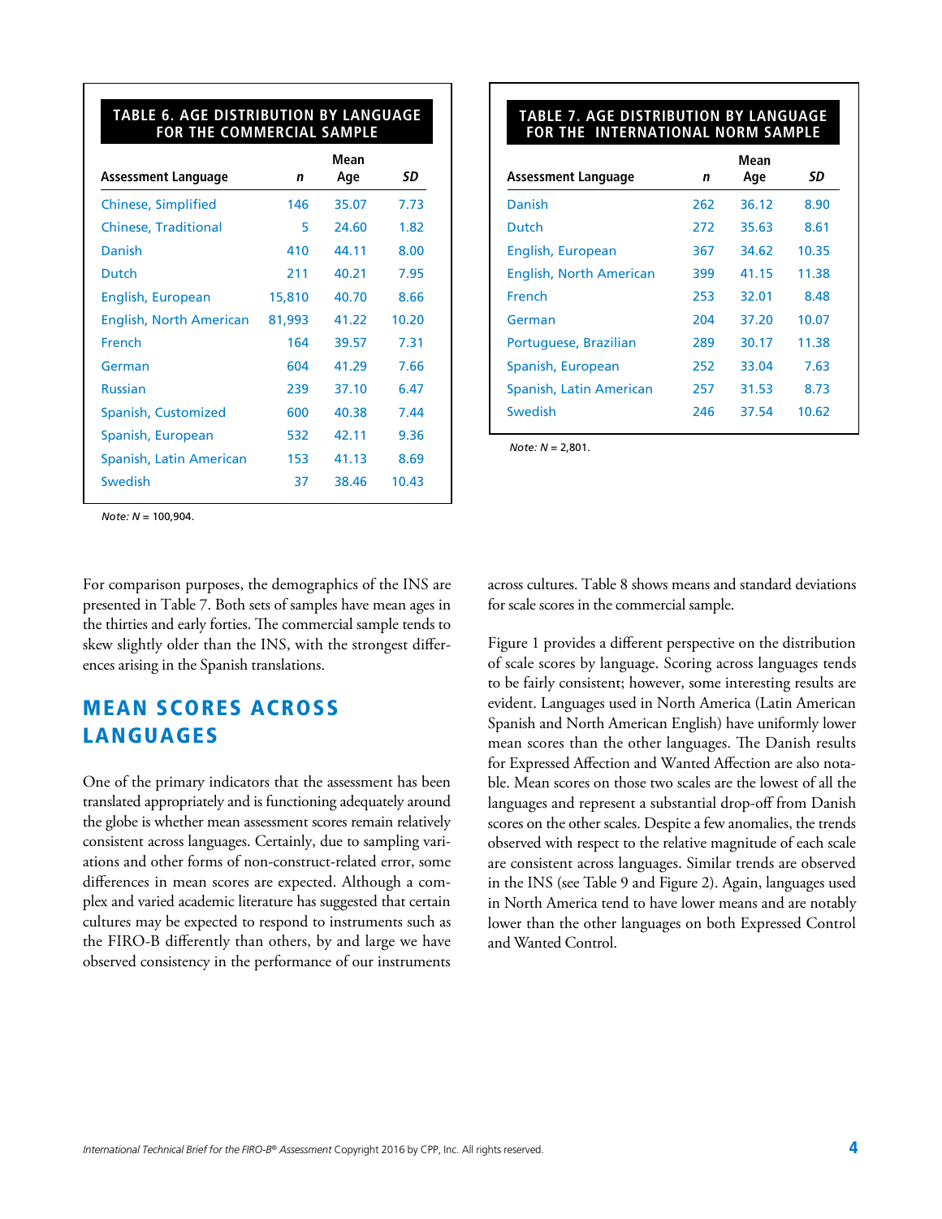**TABLE 6. AGE DISTRIBUTION BY LANGUAGE FOR THE COMMERCIAL SAMPLE**

| Assessment Language | *n* | Mean Age | *SD* |
|---|---|---|---|
| Chinese, Simplified | 146 | 35.07 | 7.73 |
| Chinese, Traditional | 5 | 24.60 | 1.82 |
| Danish | 410 | 44.11 | 8.00 |
| Dutch | 211 | 40.21 | 7.95 |
| English, European | 15,810 | 40.70 | 8.66 |
| English, North American | 81,993 | 41.22 | 10.20 |
| French | 164 | 39.57 | 7.31 |
| German | 604 | 41.29 | 7.66 |
| Russian | 239 | 37.10 | 6.47 |
| Spanish, Customized | 600 | 40.38 | 7.44 |
| Spanish, European | 532 | 42.11 | 9.36 |
| Spanish, Latin American | 153 | 41.13 | 8.69 |
| Swedish | 37 | 38.46 | 10.43 |

*Note: N* = 100,904.

**TABLE 7. AGE DISTRIBUTION BY LANGUAGE FOR THE INTERNATIONAL NORM SAMPLE**

| Assessment Language | *n* | Mean Age | *SD* |
|---|---|---|---|
| Danish | 262 | 36.12 | 8.90 |
| Dutch | 272 | 35.63 | 8.61 |
| English, European | 367 | 34.62 | 10.35 |
| English, North American | 399 | 41.15 | 11.38 |
| French | 253 | 32.01 | 8.48 |
| German | 204 | 37.20 | 10.07 |
| Portuguese, Brazilian | 289 | 30.17 | 11.38 |
| Spanish, European | 252 | 33.04 | 7.63 |
| Spanish, Latin American | 257 | 31.53 | 8.73 |
| Swedish | 246 | 37.54 | 10.62 |

*Note: N* = 2,801.

For comparison purposes, the demographics of the INS are presented in Table 7. Both sets of samples have mean ages in the thirties and early forties. The commercial sample tends to skew slightly older than the INS, with the strongest differences arising in the Spanish translations.

## MEAN SCORES ACROSS LANGUAGES

One of the primary indicators that the assessment has been translated appropriately and is functioning adequately around the globe is whether mean assessment scores remain relatively consistent across languages. Certainly, due to sampling variations and other forms of non-construct-related error, some differences in mean scores are expected. Although a complex and varied academic literature has suggested that certain cultures may be expected to respond to instruments such as the FIRO-B differently than others, by and large we have observed consistency in the performance of our instruments across cultures. Table 8 shows means and standard deviations for scale scores in the commercial sample.

Figure 1 provides a different perspective on the distribution of scale scores by language. Scoring across languages tends to be fairly consistent; however, some interesting results are evident. Languages used in North America (Latin American Spanish and North American English) have uniformly lower mean scores than the other languages. The Danish results for Expressed Affection and Wanted Affection are also notable. Mean scores on those two scales are the lowest of all the languages and represent a substantial drop-off from Danish scores on the other scales. Despite a few anomalies, the trends observed with respect to the relative magnitude of each scale are consistent across languages. Similar trends are observed in the INS (see Table 9 and Figure 2). Again, languages used in North America tend to have lower means and are notably lower than the other languages on both Expressed Control and Wanted Control.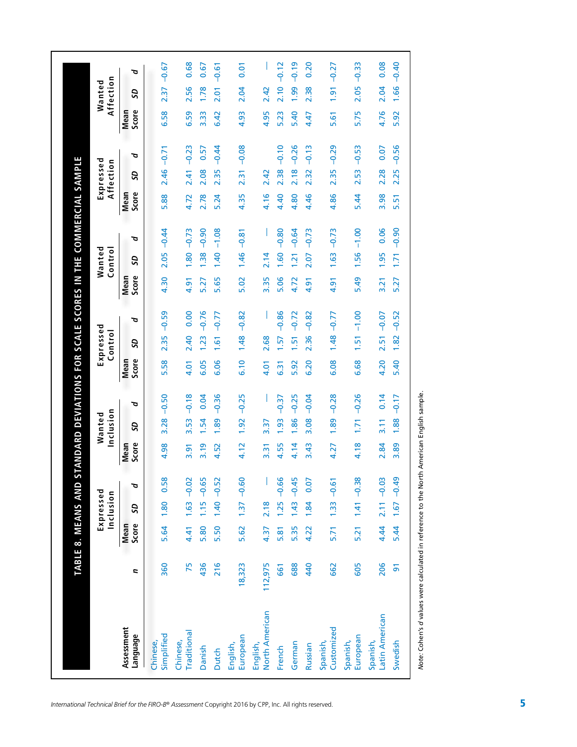## TABLE 8. MEANS AND STANDARD DEVIATIONS FOR SCALE SCORES IN THE COMMERCIAL SAMPLE

| Assessment Language | n | Expressed Inclusion | | | Wanted Inclusion | | | Expressed Control | | | Wanted Control | | | Expressed Affection | | | Wanted Affection | | |
|---|---|---|---|---|---|---|---|---|---|---|---|---|---|---|---|---|---|---|---|
| | | Mean Score | SD | d | Mean Score | SD | d | Mean Score | SD | d | Mean Score | SD | d | Mean Score | SD | d | Mean Score | SD | d |
| Chinese, Simplified | 360 | 5.64 | 1.80 | 0.58 | 4.98 | 3.28 | −0.50 | 5.58 | 2.35 | −0.59 | 4.30 | 2.05 | −0.44 | 5.88 | 2.46 | −0.71 | 6.58 | 2.37 | −0.67 |
| Chinese, Traditional | 75 | 4.41 | 1.63 | −0.02 | 3.91 | 3.53 | −0.18 | 4.01 | 2.40 | 0.00 | 4.91 | 1.80 | −0.73 | 4.72 | 2.41 | −0.23 | 6.59 | 2.56 | 0.68 |
| Danish | 436 | 5.80 | 1.15 | −0.65 | 3.19 | 1.54 | 0.04 | 6.05 | 1.23 | −0.76 | 5.27 | 1.38 | −0.90 | 2.78 | 2.08 | 0.57 | 3.33 | 1.78 | 0.67 |
| Dutch | 216 | 5.50 | 1.40 | −0.52 | 4.52 | 1.89 | −0.36 | 6.06 | 1.61 | −0.77 | 5.65 | 1.40 | −1.08 | 5.24 | 2.35 | −0.44 | 6.42 | 2.01 | −0.61 |
| English, European | 18,323 | 5.62 | 1.37 | −0.60 | 4.12 | 1.92 | −0.25 | 6.10 | 1.48 | −0.82 | 5.02 | 1.46 | −0.81 | 4.35 | 2.31 | −0.08 | 4.93 | 2.04 | 0.01 |
| English, North American | 112,975 | 4.37 | 2.18 | — | 3.31 | 3.37 | — | 4.01 | 2.68 | — | 3.35 | 2.14 | — | 4.16 | 2.42 | | 4.95 | 2.42 | — |
| French | 661 | 5.81 | 1.25 | −0.66 | 4.55 | 1.93 | −0.37 | 6.31 | 1.57 | −0.86 | 5.06 | 1.60 | −0.80 | 4.40 | 2.38 | −0.10 | 5.23 | 2.10 | −0.12 |
| German | 688 | 5.35 | 1.43 | −0.45 | 4.14 | 1.86 | −0.25 | 5.92 | 1.51 | −0.72 | 4.72 | 1.21 | −0.64 | 4.80 | 2.18 | −0.26 | 5.40 | 1.99 | −0.19 |
| Russian | 440 | 4.22 | 1.84 | 0.07 | 3.43 | 3.08 | −0.04 | 6.20 | 2.36 | −0.82 | 4.91 | 2.07 | −0.73 | 4.46 | 2.32 | −0.13 | 4.47 | 2.38 | 0.20 |
| Spanish, Customized | 662 | 5.71 | 1.33 | −0.61 | 4.27 | 1.89 | −0.28 | 6.08 | 1.48 | −0.77 | 4.91 | 1.63 | −0.73 | 4.86 | 2.35 | −0.29 | 5.61 | 1.91 | −0.27 |
| Spanish, European | 605 | 5.21 | 1.41 | −0.38 | 4.18 | 1.71 | −0.26 | 6.68 | 1.51 | −1.00 | 5.49 | 1.56 | −1.00 | 5.44 | 2.53 | −0.53 | 5.75 | 2.05 | −0.33 |
| Spanish, Latin American | 206 | 4.44 | 2.11 | −0.03 | 2.84 | 3.11 | 0.14 | 4.20 | 2.51 | −0.07 | 3.21 | 1.95 | 0.06 | 3.98 | 2.28 | 0.07 | 4.76 | 2.04 | 0.08 |
| Swedish | 91 | 5.44 | 1.67 | −0.49 | 3.89 | 1.88 | −0.17 | 5.40 | 1.82 | −0.52 | 5.27 | 1.71 | −0.90 | 5.51 | 2.25 | −0.56 | 5.92 | 1.66 | −0.40 |

*Note:* Cohen's *d* values were calculated in reference to the North American English sample.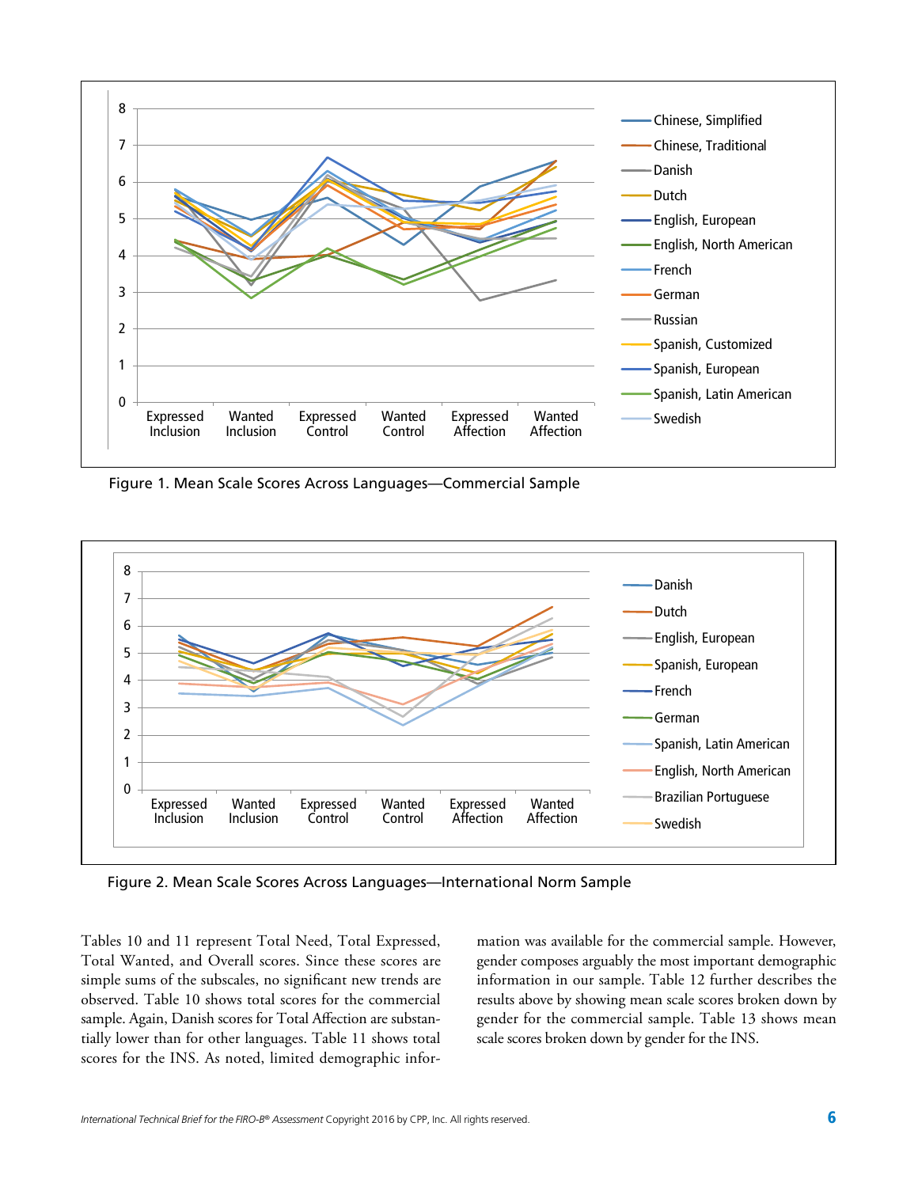Figure 1. Mean Scale Scores Across Languages—Commercial Sample

Figure 2. Mean Scale Scores Across Languages—International Norm Sample

Tables 10 and 11 represent Total Need, Total Expressed, Total Wanted, and Overall scores. Since these scores are simple sums of the subscales, no significant new trends are observed. Table 10 shows total scores for the commercial sample. Again, Danish scores for Total Affection are substantially lower than for other languages. Table 11 shows total scores for the INS. As noted, limited demographic information was available for the commercial sample. However, gender composes arguably the most important demographic information in our sample. Table 12 further describes the results above by showing mean scale scores broken down by gender for the commercial sample. Table 13 shows mean scale scores broken down by gender for the INS.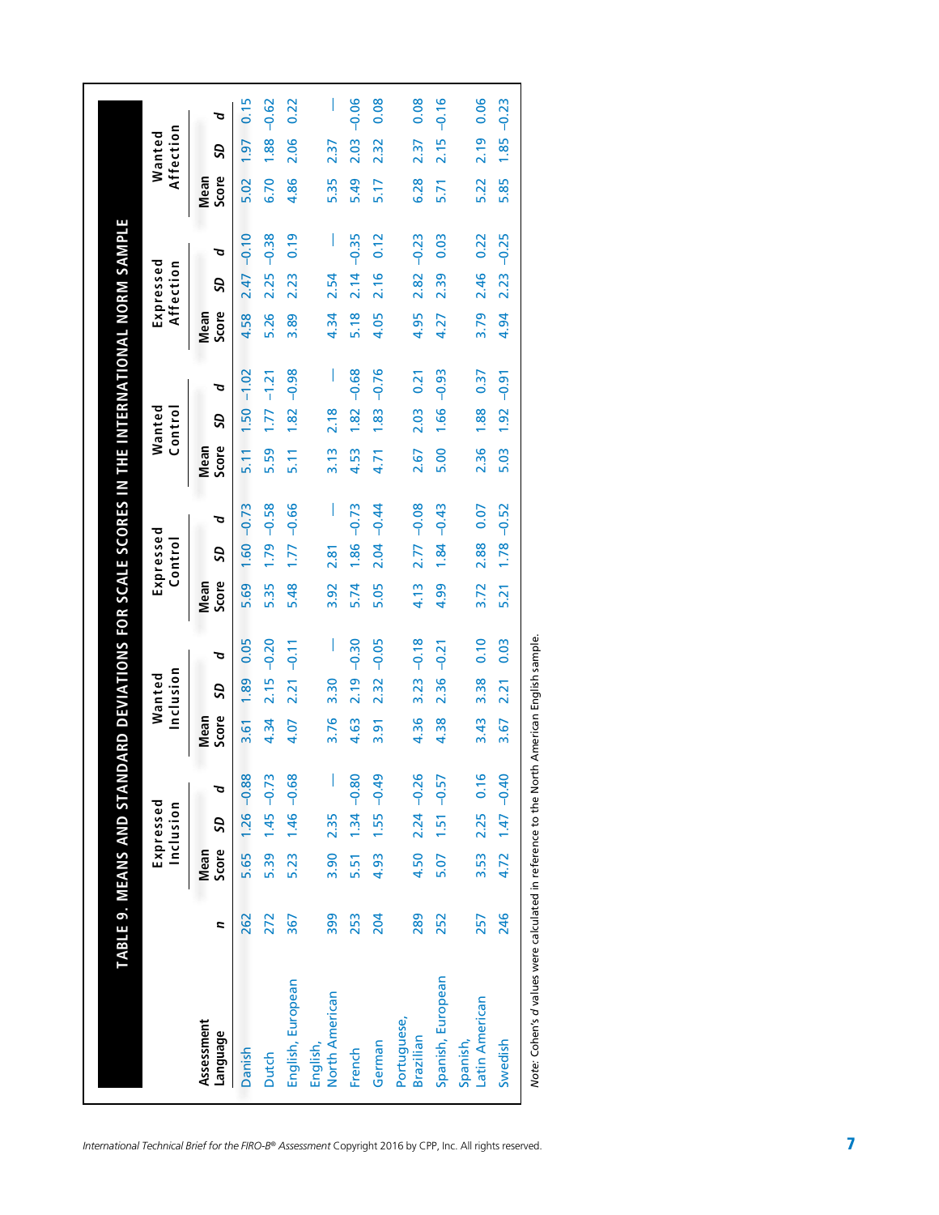## TABLE 9. MEANS AND STANDARD DEVIATIONS FOR SCALE SCORES IN THE INTERNATIONAL NORM SAMPLE

| Assessment Language | *n* | Expressed Inclusion | | | Wanted Inclusion | | | Expressed Control | | | Wanted Control | | | Expressed Affection | | | Wanted Affection | | |
|---|---|---|---|---|---|---|---|---|---|---|---|---|---|---|---|---|---|---|---|
| | | Mean Score | *SD* | *d* | Mean Score | *SD* | *d* | Mean Score | *SD* | *d* | Mean Score | *SD* | *d* | Mean Score | *SD* | *d* | Mean Score | *SD* | *d* |
| Danish | 262 | 5.65 | 1.26 | −0.88 | 3.61 | 1.89 | 0.05 | 5.69 | 1.60 | −0.73 | 5.11 | 1.50 | −1.02 | 4.58 | 2.47 | −0.10 | 5.02 | 1.97 | 0.15 |
| Dutch | 272 | 5.39 | 1.45 | −0.73 | 4.34 | 2.15 | −0.20 | 5.35 | 1.79 | −0.58 | 5.59 | 1.77 | −1.21 | 5.26 | 2.25 | −0.38 | 6.70 | 1.88 | −0.62 |
| English, European | 367 | 5.23 | 1.46 | −0.68 | 4.07 | 2.21 | −0.11 | 5.48 | 1.77 | −0.66 | 5.11 | 1.82 | −0.98 | 3.89 | 2.23 | 0.19 | 4.86 | 2.06 | 0.22 |
| English, North American | 399 | 3.90 | 2.35 | — | 3.76 | 3.30 | — | 3.92 | 2.81 | — | 3.13 | 2.18 | — | 4.34 | 2.54 | — | 5.35 | 2.37 | — |
| French | 253 | 5.51 | 1.34 | −0.80 | 4.63 | 2.19 | −0.30 | 5.74 | 1.86 | −0.73 | 4.53 | 1.82 | −0.68 | 5.18 | 2.14 | −0.35 | 5.49 | 2.03 | −0.06 |
| German | 204 | 4.93 | 1.55 | −0.49 | 3.91 | 2.32 | −0.05 | 5.05 | 2.04 | −0.44 | 4.71 | 1.83 | −0.76 | 4.05 | 2.16 | 0.12 | 5.17 | 2.32 | 0.08 |
| Portuguese, Brazilian | 289 | 4.50 | 2.24 | −0.26 | 4.36 | 3.23 | −0.18 | 4.13 | 2.77 | −0.08 | 2.67 | 2.03 | 0.21 | 4.95 | 2.82 | −0.23 | 6.28 | 2.37 | 0.08 |
| Spanish, European | 252 | 5.07 | 1.51 | −0.57 | 4.38 | 2.36 | −0.21 | 4.99 | 1.84 | −0.43 | 5.00 | 1.66 | −0.93 | 4.27 | 2.39 | 0.03 | 5.71 | 2.15 | −0.16 |
| Spanish, Latin American | 257 | 3.53 | 2.25 | 0.16 | 3.43 | 3.38 | 0.10 | 3.72 | 2.88 | 0.07 | 2.36 | 1.88 | 0.37 | 3.79 | 2.46 | 0.22 | 5.22 | 2.19 | 0.06 |
| Swedish | 246 | 4.72 | 1.47 | −0.40 | 3.67 | 2.21 | 0.03 | 5.21 | 1.78 | −0.52 | 5.03 | 1.92 | −0.91 | 4.94 | 2.23 | −0.25 | 5.85 | 1.85 | −0.23 |

*Note:* Cohen's *d* values were calculated in reference to the North American English sample.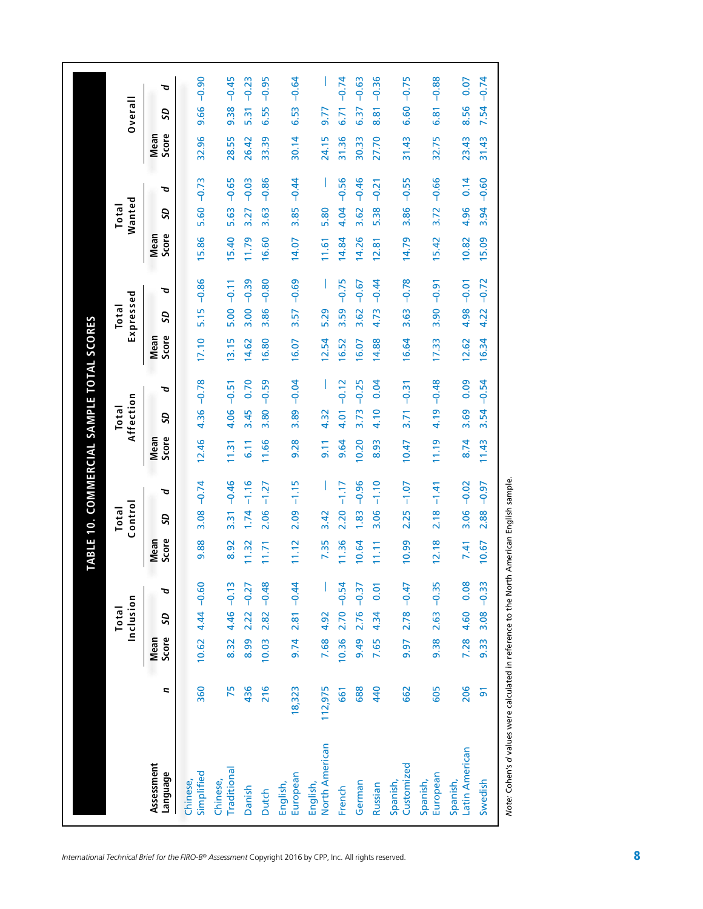## TABLE 10. COMMERCIAL SAMPLE TOTAL SCORES

| Assessment Language | n | Total Inclusion | | | Total Control | | | Total Affection | | | Total Expressed | | | Total Wanted | | | Overall | | |
|---|---|---|---|---|---|---|---|---|---|---|---|---|---|---|---|---|---|---|---|
| | | Mean Score | *SD* | *d* | Mean Score | *SD* | *d* | Mean Score | *SD* | *d* | Mean Score | *SD* | *d* | Mean Score | *SD* | *d* | Mean Score | *SD* | *d* |
| Chinese, Simplified | 360 | 10.62 | 4.44 | −0.60 | 9.88 | 3.08 | −0.74 | 12.46 | 4.36 | −0.78 | 17.10 | 5.15 | −0.86 | 15.86 | 5.60 | −0.73 | 32.96 | 9.66 | −0.90 |
| Chinese, Traditional | 75 | 8.32 | 4.46 | −0.13 | 8.92 | 3.31 | −0.46 | 11.31 | 4.06 | −0.51 | 13.15 | 5.00 | −0.11 | 15.40 | 5.63 | −0.65 | 28.55 | 9.38 | −0.45 |
| Danish | 436 | 8.99 | 2.22 | −0.27 | 11.32 | 1.74 | −1.16 | 6.11 | 3.45 | 0.70 | 14.62 | 3.00 | −0.39 | 11.79 | 3.27 | −0.03 | 26.42 | 5.31 | −0.23 |
| Dutch | 216 | 10.03 | 2.82 | −0.48 | 11.71 | 2.06 | −1.27 | 11.66 | 3.80 | −0.59 | 16.80 | 3.86 | −0.80 | 16.60 | 3.63 | −0.86 | 33.39 | 6.55 | −0.95 |
| English, European | 18,323 | 9.74 | 2.81 | −0.44 | 11.12 | 2.09 | −1.15 | 9.28 | 3.89 | −0.04 | 16.07 | 3.57 | −0.69 | 14.07 | 3.85 | −0.44 | 30.14 | 6.53 | −0.64 |
| English, North American | 112,975 | 7.68 | 4.92 | — | 7.35 | 3.42 | — | 9.11 | 4.32 | — | 12.54 | 5.29 | — | 11.61 | 5.80 | — | 24.15 | 9.77 | — |
| French | 661 | 10.36 | 2.70 | −0.54 | 11.36 | 2.20 | −1.17 | 9.64 | 4.01 | −0.12 | 16.52 | 3.59 | −0.75 | 14.84 | 4.04 | −0.56 | 31.36 | 6.71 | −0.74 |
| German | 688 | 9.49 | 2.76 | −0.37 | 10.64 | 1.83 | −0.96 | 10.20 | 3.73 | −0.25 | 16.07 | 3.62 | −0.67 | 14.26 | 3.62 | −0.46 | 30.33 | 6.37 | −0.63 |
| Russian | 440 | 7.65 | 4.34 | 0.01 | 11.11 | 3.06 | −1.10 | 8.93 | 4.10 | 0.04 | 14.88 | 4.73 | −0.44 | 12.81 | 5.38 | −0.21 | 27.70 | 8.81 | −0.36 |
| Spanish, Customized | 662 | 9.97 | 2.78 | −0.47 | 10.99 | 2.25 | −1.07 | 10.47 | 3.71 | −0.31 | 16.64 | 3.63 | −0.78 | 14.79 | 3.86 | −0.55 | 31.43 | 6.60 | −0.75 |
| Spanish, European | 605 | 9.38 | 2.63 | −0.35 | 12.18 | 2.18 | −1.41 | 11.19 | 4.19 | −0.48 | 17.33 | 3.90 | −0.91 | 15.42 | 3.72 | −0.66 | 32.75 | 6.81 | −0.88 |
| Spanish, Latin American | 206 | 7.28 | 4.60 | 0.08 | 7.41 | 3.06 | −0.02 | 8.74 | 3.69 | 0.09 | 12.62 | 4.98 | −0.01 | 10.82 | 4.96 | 0.14 | 23.43 | 8.56 | 0.07 |
| Swedish | 91 | 9.33 | 3.08 | −0.33 | 10.67 | 2.88 | −0.97 | 11.43 | 3.54 | −0.54 | 16.34 | 4.22 | −0.72 | 15.09 | 3.94 | −0.60 | 31.43 | 7.54 | −0.74 |

*Note:* Cohen's *d* values were calculated in reference to the North American English sample.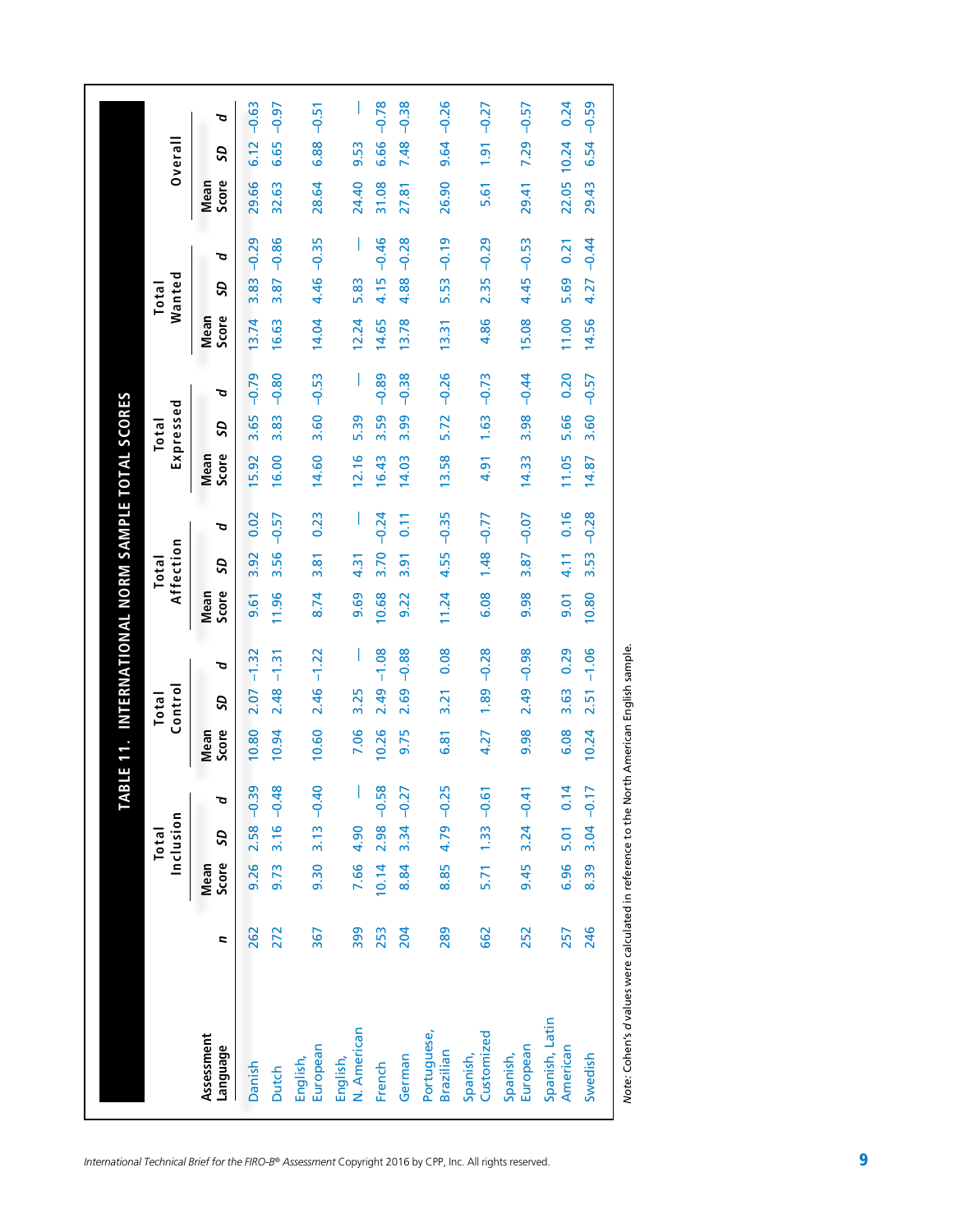# TABLE 11. INTERNATIONAL NORM SAMPLE TOTAL SCORES

| Assessment Language | *n* | Total Inclusion | | | Total Control | | | Total Affection | | | Total Expressed | | | Total Wanted | | | Overall | | |
|---|---|---|---|---|---|---|---|---|---|---|---|---|---|---|---|---|---|---|---|
| | | Mean Score | *SD* | *d* | Mean Score | *SD* | *d* | Mean Score | *SD* | *d* | Mean Score | *SD* | *d* | Mean Score | *SD* | *d* | Mean Score | *SD* | *d* |
| Danish | 262 | 9.26 | 2.58 | −0.39 | 10.80 | 2.07 | −1.32 | 9.61 | 3.92 | 0.02 | 15.92 | 3.65 | −0.79 | 13.74 | 3.83 | −0.29 | 29.66 | 6.12 | −0.63 |
| Dutch | 272 | 9.73 | 3.16 | −0.48 | 10.94 | 2.48 | −1.31 | 11.96 | 3.56 | −0.57 | 16.00 | 3.83 | −0.80 | 16.63 | 3.87 | −0.86 | 32.63 | 6.65 | −0.97 |
| English, European | 367 | 9.30 | 3.13 | −0.40 | 10.60 | 2.46 | −1.22 | 8.74 | 3.81 | 0.23 | 14.60 | 3.60 | −0.53 | 14.04 | 4.46 | −0.35 | 28.64 | 6.88 | −0.51 |
| English, N. American | 399 | 7.66 | 4.90 | — | 7.06 | 3.25 | — | 9.69 | 4.31 | — | 12.16 | 5.39 | — | 12.24 | 5.83 | — | 24.40 | 9.53 | — |
| French | 253 | 10.14 | 2.98 | −0.58 | 10.26 | 2.49 | −1.08 | 10.68 | 3.70 | −0.24 | 16.43 | 3.59 | −0.89 | 14.65 | 4.15 | −0.46 | 31.08 | 6.66 | −0.78 |
| German | 204 | 8.84 | 3.34 | −0.27 | 9.75 | 2.69 | −0.88 | 9.22 | 3.91 | 0.11 | 14.03 | 3.99 | −0.38 | 13.78 | 4.88 | −0.28 | 27.81 | 7.48 | −0.38 |
| Portuguese, Brazilian | 289 | 8.85 | 4.79 | −0.25 | 6.81 | 3.21 | 0.08 | 11.24 | 4.55 | −0.35 | 13.58 | 5.72 | −0.26 | 13.31 | 5.53 | −0.19 | 26.90 | 9.64 | −0.26 |
| Spanish, Customized | 662 | 5.71 | 1.33 | −0.61 | 4.27 | 1.89 | −0.28 | 6.08 | 1.48 | −0.77 | 4.91 | 1.63 | −0.73 | 4.86 | 2.35 | −0.29 | 5.61 | 1.91 | −0.27 |
| Spanish, European | 252 | 9.45 | 3.24 | −0.41 | 9.98 | 2.49 | −0.98 | 9.98 | 3.87 | −0.07 | 14.33 | 3.98 | −0.44 | 15.08 | 4.45 | −0.53 | 29.41 | 7.29 | −0.57 |
| Spanish, Latin American | 257 | 6.96 | 5.01 | 0.14 | 6.08 | 3.63 | 0.29 | 9.01 | 4.11 | 0.16 | 11.05 | 5.66 | 0.20 | 11.00 | 5.69 | 0.21 | 22.05 | 10.24 | 0.24 |
| Swedish | 246 | 8.39 | 3.04 | −0.17 | 10.24 | 2.51 | −1.06 | 10.80 | 3.53 | −0.28 | 14.87 | 3.60 | −0.57 | 14.56 | 4.27 | −0.44 | 29.43 | 6.54 | −0.59 |

*Note:* Cohen's *d* values were calculated in reference to the North American English sample.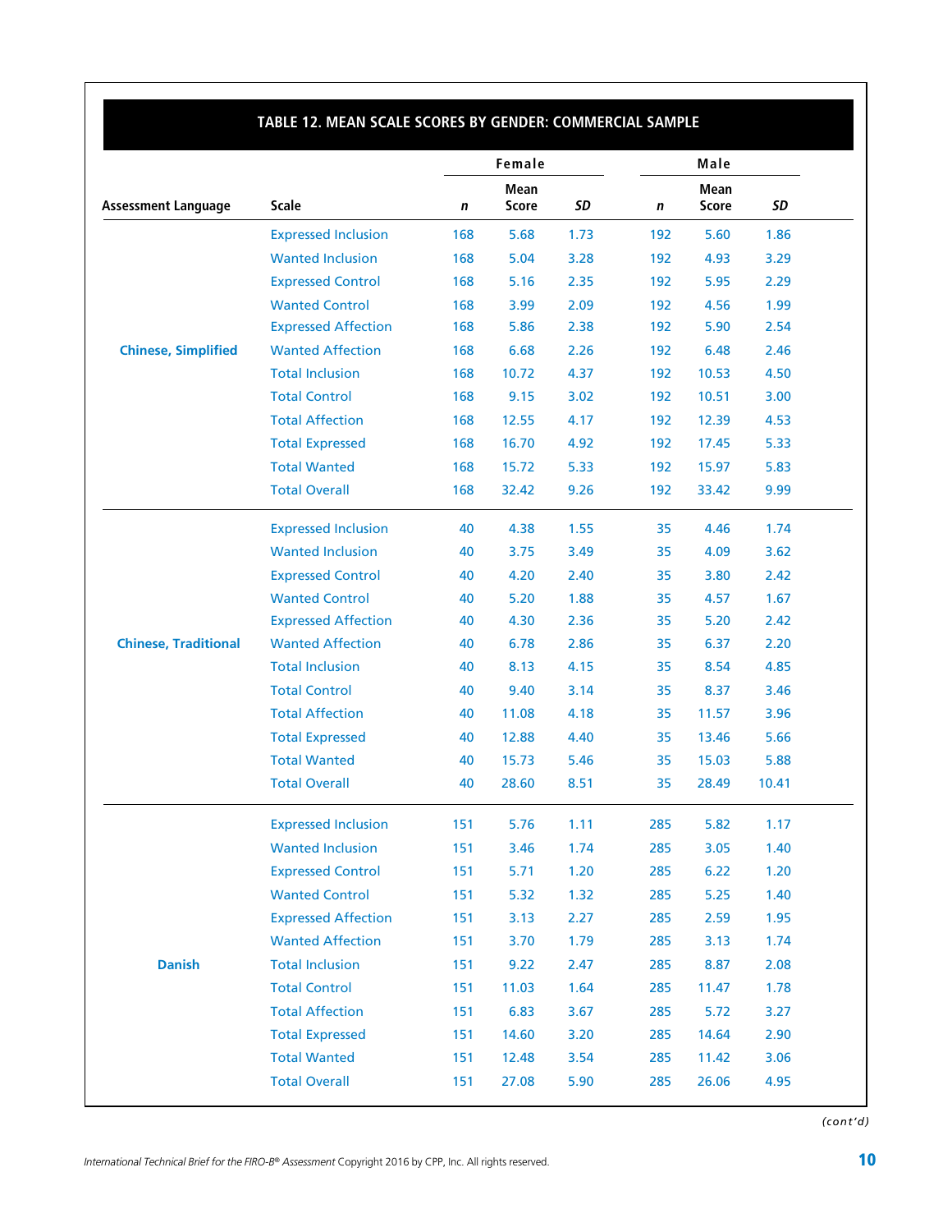## TABLE 12. MEAN SCALE SCORES BY GENDER: COMMERCIAL SAMPLE

| | | Female | | | Male | | |
|---|---|---|---|---|---|---|---|
| Assessment Language | Scale | *n* | Mean Score | *SD* | *n* | Mean Score | *SD* |
| Chinese, Simplified | Expressed Inclusion | 168 | 5.68 | 1.73 | 192 | 5.60 | 1.86 |
| | Wanted Inclusion | 168 | 5.04 | 3.28 | 192 | 4.93 | 3.29 |
| | Expressed Control | 168 | 5.16 | 2.35 | 192 | 5.95 | 2.29 |
| | Wanted Control | 168 | 3.99 | 2.09 | 192 | 4.56 | 1.99 |
| | Expressed Affection | 168 | 5.86 | 2.38 | 192 | 5.90 | 2.54 |
| | Wanted Affection | 168 | 6.68 | 2.26 | 192 | 6.48 | 2.46 |
| | Total Inclusion | 168 | 10.72 | 4.37 | 192 | 10.53 | 4.50 |
| | Total Control | 168 | 9.15 | 3.02 | 192 | 10.51 | 3.00 |
| | Total Affection | 168 | 12.55 | 4.17 | 192 | 12.39 | 4.53 |
| | Total Expressed | 168 | 16.70 | 4.92 | 192 | 17.45 | 5.33 |
| | Total Wanted | 168 | 15.72 | 5.33 | 192 | 15.97 | 5.83 |
| | Total Overall | 168 | 32.42 | 9.26 | 192 | 33.42 | 9.99 |
| Chinese, Traditional | Expressed Inclusion | 40 | 4.38 | 1.55 | 35 | 4.46 | 1.74 |
| | Wanted Inclusion | 40 | 3.75 | 3.49 | 35 | 4.09 | 3.62 |
| | Expressed Control | 40 | 4.20 | 2.40 | 35 | 3.80 | 2.42 |
| | Wanted Control | 40 | 5.20 | 1.88 | 35 | 4.57 | 1.67 |
| | Expressed Affection | 40 | 4.30 | 2.36 | 35 | 5.20 | 2.42 |
| | Wanted Affection | 40 | 6.78 | 2.86 | 35 | 6.37 | 2.20 |
| | Total Inclusion | 40 | 8.13 | 4.15 | 35 | 8.54 | 4.85 |
| | Total Control | 40 | 9.40 | 3.14 | 35 | 8.37 | 3.46 |
| | Total Affection | 40 | 11.08 | 4.18 | 35 | 11.57 | 3.96 |
| | Total Expressed | 40 | 12.88 | 4.40 | 35 | 13.46 | 5.66 |
| | Total Wanted | 40 | 15.73 | 5.46 | 35 | 15.03 | 5.88 |
| | Total Overall | 40 | 28.60 | 8.51 | 35 | 28.49 | 10.41 |
| Danish | Expressed Inclusion | 151 | 5.76 | 1.11 | 285 | 5.82 | 1.17 |
| | Wanted Inclusion | 151 | 3.46 | 1.74 | 285 | 3.05 | 1.40 |
| | Expressed Control | 151 | 5.71 | 1.20 | 285 | 6.22 | 1.20 |
| | Wanted Control | 151 | 5.32 | 1.32 | 285 | 5.25 | 1.40 |
| | Expressed Affection | 151 | 3.13 | 2.27 | 285 | 2.59 | 1.95 |
| | Wanted Affection | 151 | 3.70 | 1.79 | 285 | 3.13 | 1.74 |
| | Total Inclusion | 151 | 9.22 | 2.47 | 285 | 8.87 | 2.08 |
| | Total Control | 151 | 11.03 | 1.64 | 285 | 11.47 | 1.78 |
| | Total Affection | 151 | 6.83 | 3.67 | 285 | 5.72 | 3.27 |
| | Total Expressed | 151 | 14.60 | 3.20 | 285 | 14.64 | 2.90 |
| | Total Wanted | 151 | 12.48 | 3.54 | 285 | 11.42 | 3.06 |
| | Total Overall | 151 | 27.08 | 5.90 | 285 | 26.06 | 4.95 |

*(cont'd)*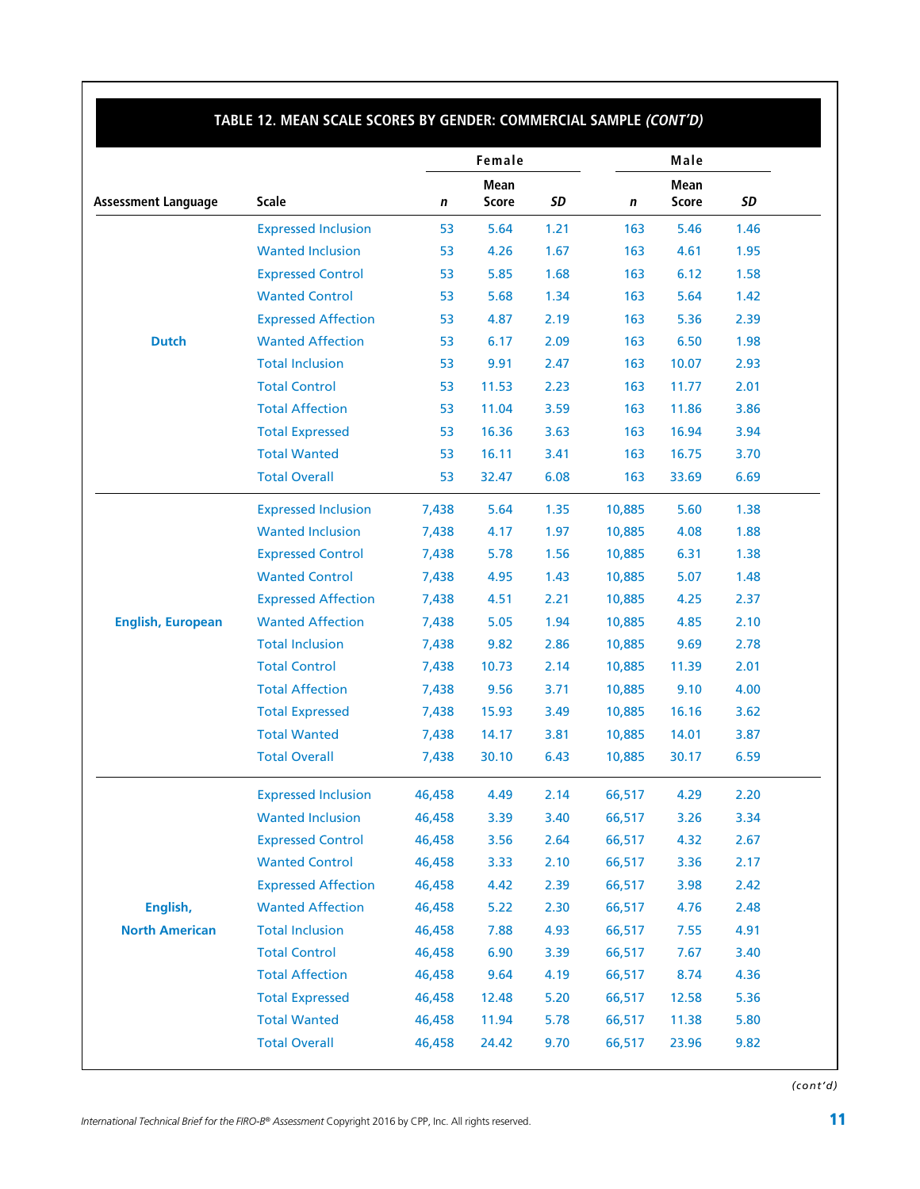## TABLE 12. MEAN SCALE SCORES BY GENDER: COMMERCIAL SAMPLE *(CONT'D)*

| Assessment Language | Scale | Female | | | Male | | |
|---|---|---|---|---|---|---|---|
| | | *n* | Mean Score | *SD* | *n* | Mean Score | *SD* |
| **Dutch** | Expressed Inclusion | 53 | 5.64 | 1.21 | 163 | 5.46 | 1.46 |
| | Wanted Inclusion | 53 | 4.26 | 1.67 | 163 | 4.61 | 1.95 |
| | Expressed Control | 53 | 5.85 | 1.68 | 163 | 6.12 | 1.58 |
| | Wanted Control | 53 | 5.68 | 1.34 | 163 | 5.64 | 1.42 |
| | Expressed Affection | 53 | 4.87 | 2.19 | 163 | 5.36 | 2.39 |
| | Wanted Affection | 53 | 6.17 | 2.09 | 163 | 6.50 | 1.98 |
| | Total Inclusion | 53 | 9.91 | 2.47 | 163 | 10.07 | 2.93 |
| | Total Control | 53 | 11.53 | 2.23 | 163 | 11.77 | 2.01 |
| | Total Affection | 53 | 11.04 | 3.59 | 163 | 11.86 | 3.86 |
| | Total Expressed | 53 | 16.36 | 3.63 | 163 | 16.94 | 3.94 |
| | Total Wanted | 53 | 16.11 | 3.41 | 163 | 16.75 | 3.70 |
| | Total Overall | 53 | 32.47 | 6.08 | 163 | 33.69 | 6.69 |
| **English, European** | Expressed Inclusion | 7,438 | 5.64 | 1.35 | 10,885 | 5.60 | 1.38 |
| | Wanted Inclusion | 7,438 | 4.17 | 1.97 | 10,885 | 4.08 | 1.88 |
| | Expressed Control | 7,438 | 5.78 | 1.56 | 10,885 | 6.31 | 1.38 |
| | Wanted Control | 7,438 | 4.95 | 1.43 | 10,885 | 5.07 | 1.48 |
| | Expressed Affection | 7,438 | 4.51 | 2.21 | 10,885 | 4.25 | 2.37 |
| | Wanted Affection | 7,438 | 5.05 | 1.94 | 10,885 | 4.85 | 2.10 |
| | Total Inclusion | 7,438 | 9.82 | 2.86 | 10,885 | 9.69 | 2.78 |
| | Total Control | 7,438 | 10.73 | 2.14 | 10,885 | 11.39 | 2.01 |
| | Total Affection | 7,438 | 9.56 | 3.71 | 10,885 | 9.10 | 4.00 |
| | Total Expressed | 7,438 | 15.93 | 3.49 | 10,885 | 16.16 | 3.62 |
| | Total Wanted | 7,438 | 14.17 | 3.81 | 10,885 | 14.01 | 3.87 |
| | Total Overall | 7,438 | 30.10 | 6.43 | 10,885 | 30.17 | 6.59 |
| **English, North American** | Expressed Inclusion | 46,458 | 4.49 | 2.14 | 66,517 | 4.29 | 2.20 |
| | Wanted Inclusion | 46,458 | 3.39 | 3.40 | 66,517 | 3.26 | 3.34 |
| | Expressed Control | 46,458 | 3.56 | 2.64 | 66,517 | 4.32 | 2.67 |
| | Wanted Control | 46,458 | 3.33 | 2.10 | 66,517 | 3.36 | 2.17 |
| | Expressed Affection | 46,458 | 4.42 | 2.39 | 66,517 | 3.98 | 2.42 |
| | Wanted Affection | 46,458 | 5.22 | 2.30 | 66,517 | 4.76 | 2.48 |
| | Total Inclusion | 46,458 | 7.88 | 4.93 | 66,517 | 7.55 | 4.91 |
| | Total Control | 46,458 | 6.90 | 3.39 | 66,517 | 7.67 | 3.40 |
| | Total Affection | 46,458 | 9.64 | 4.19 | 66,517 | 8.74 | 4.36 |
| | Total Expressed | 46,458 | 12.48 | 5.20 | 66,517 | 12.58 | 5.36 |
| | Total Wanted | 46,458 | 11.94 | 5.78 | 66,517 | 11.38 | 5.80 |
| | Total Overall | 46,458 | 24.42 | 9.70 | 66,517 | 23.96 | 9.82 |

*(cont'd)*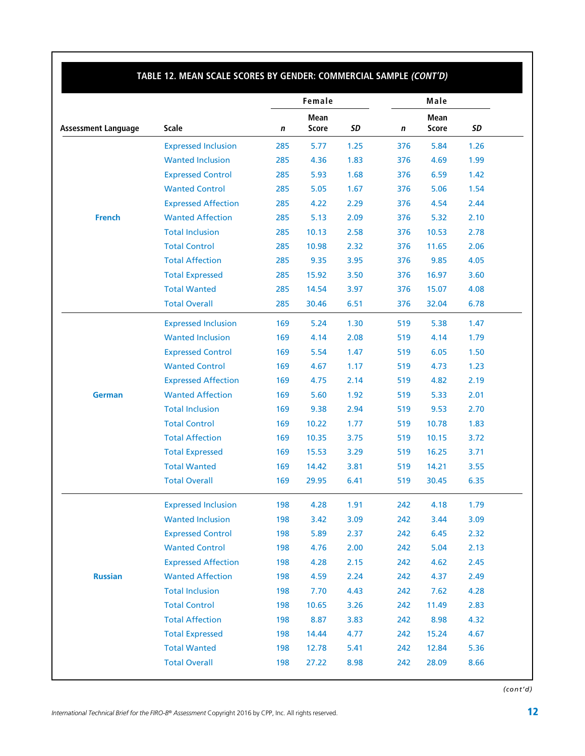## TABLE 12. MEAN SCALE SCORES BY GENDER: COMMERCIAL SAMPLE *(CONT'D)*

| Assessment Language | Scale | Female | | | Male | | |
|---|---|---|---|---|---|---|---|
| | | *n* | Mean Score | *SD* | *n* | Mean Score | *SD* |
| French | Expressed Inclusion | 285 | 5.77 | 1.25 | 376 | 5.84 | 1.26 |
| | Wanted Inclusion | 285 | 4.36 | 1.83 | 376 | 4.69 | 1.99 |
| | Expressed Control | 285 | 5.93 | 1.68 | 376 | 6.59 | 1.42 |
| | Wanted Control | 285 | 5.05 | 1.67 | 376 | 5.06 | 1.54 |
| | Expressed Affection | 285 | 4.22 | 2.29 | 376 | 4.54 | 2.44 |
| | Wanted Affection | 285 | 5.13 | 2.09 | 376 | 5.32 | 2.10 |
| | Total Inclusion | 285 | 10.13 | 2.58 | 376 | 10.53 | 2.78 |
| | Total Control | 285 | 10.98 | 2.32 | 376 | 11.65 | 2.06 |
| | Total Affection | 285 | 9.35 | 3.95 | 376 | 9.85 | 4.05 |
| | Total Expressed | 285 | 15.92 | 3.50 | 376 | 16.97 | 3.60 |
| | Total Wanted | 285 | 14.54 | 3.97 | 376 | 15.07 | 4.08 |
| | Total Overall | 285 | 30.46 | 6.51 | 376 | 32.04 | 6.78 |
| German | Expressed Inclusion | 169 | 5.24 | 1.30 | 519 | 5.38 | 1.47 |
| | Wanted Inclusion | 169 | 4.14 | 2.08 | 519 | 4.14 | 1.79 |
| | Expressed Control | 169 | 5.54 | 1.47 | 519 | 6.05 | 1.50 |
| | Wanted Control | 169 | 4.67 | 1.17 | 519 | 4.73 | 1.23 |
| | Expressed Affection | 169 | 4.75 | 2.14 | 519 | 4.82 | 2.19 |
| | Wanted Affection | 169 | 5.60 | 1.92 | 519 | 5.33 | 2.01 |
| | Total Inclusion | 169 | 9.38 | 2.94 | 519 | 9.53 | 2.70 |
| | Total Control | 169 | 10.22 | 1.77 | 519 | 10.78 | 1.83 |
| | Total Affection | 169 | 10.35 | 3.75 | 519 | 10.15 | 3.72 |
| | Total Expressed | 169 | 15.53 | 3.29 | 519 | 16.25 | 3.71 |
| | Total Wanted | 169 | 14.42 | 3.81 | 519 | 14.21 | 3.55 |
| | Total Overall | 169 | 29.95 | 6.41 | 519 | 30.45 | 6.35 |
| Russian | Expressed Inclusion | 198 | 4.28 | 1.91 | 242 | 4.18 | 1.79 |
| | Wanted Inclusion | 198 | 3.42 | 3.09 | 242 | 3.44 | 3.09 |
| | Expressed Control | 198 | 5.89 | 2.37 | 242 | 6.45 | 2.32 |
| | Wanted Control | 198 | 4.76 | 2.00 | 242 | 5.04 | 2.13 |
| | Expressed Affection | 198 | 4.28 | 2.15 | 242 | 4.62 | 2.45 |
| | Wanted Affection | 198 | 4.59 | 2.24 | 242 | 4.37 | 2.49 |
| | Total Inclusion | 198 | 7.70 | 4.43 | 242 | 7.62 | 4.28 |
| | Total Control | 198 | 10.65 | 3.26 | 242 | 11.49 | 2.83 |
| | Total Affection | 198 | 8.87 | 3.83 | 242 | 8.98 | 4.32 |
| | Total Expressed | 198 | 14.44 | 4.77 | 242 | 15.24 | 4.67 |
| | Total Wanted | 198 | 12.78 | 5.41 | 242 | 12.84 | 5.36 |
| | Total Overall | 198 | 27.22 | 8.98 | 242 | 28.09 | 8.66 |

*(cont'd)*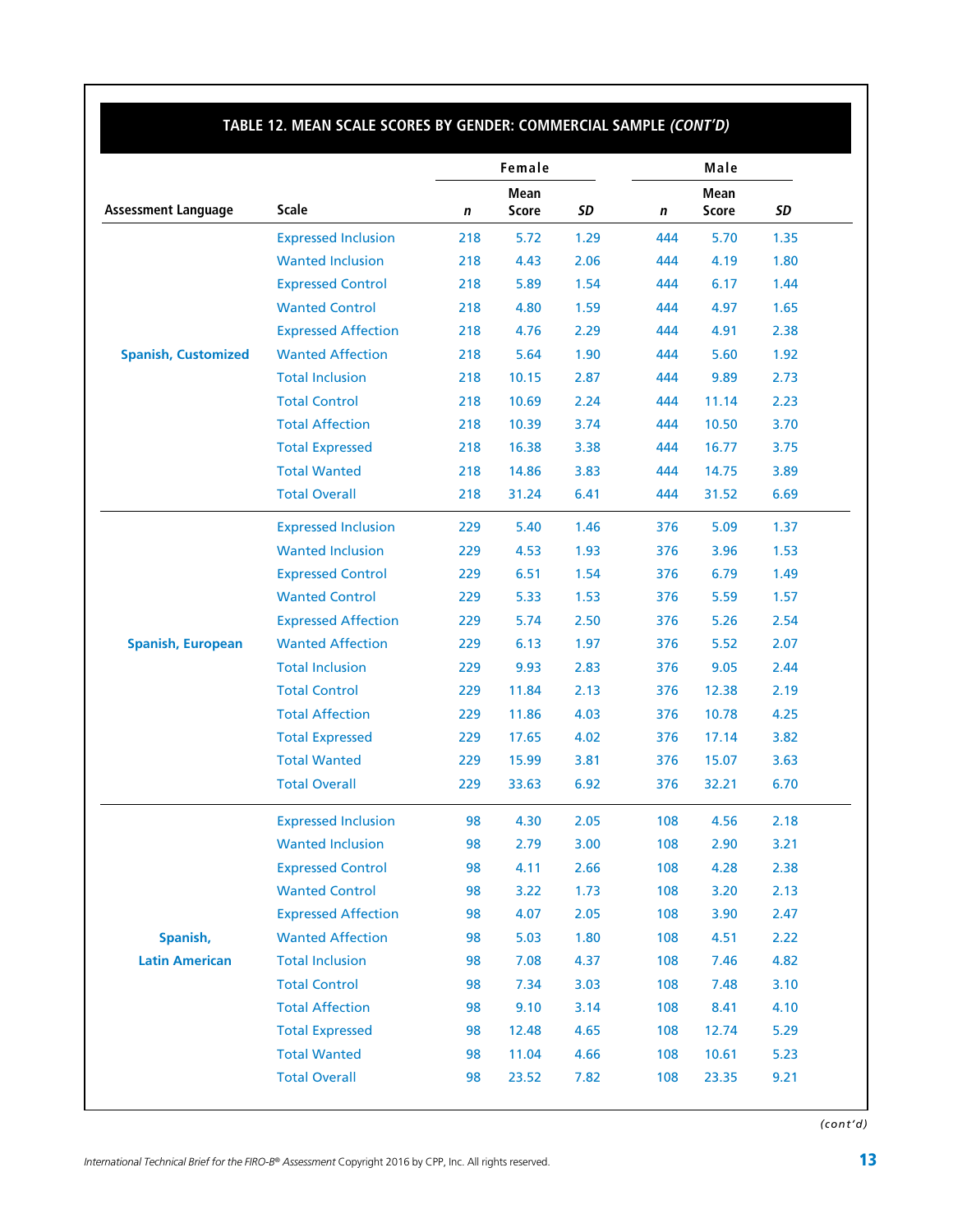## TABLE 12. MEAN SCALE SCORES BY GENDER: COMMERCIAL SAMPLE *(CONT'D)*

| Assessment Language | Scale | Female | | | Male | | |
|---|---|---|---|---|---|---|---|
| | | *n* | Mean Score | *SD* | *n* | Mean Score | *SD* |
| **Spanish, Customized** | Expressed Inclusion | 218 | 5.72 | 1.29 | 444 | 5.70 | 1.35 |
| | Wanted Inclusion | 218 | 4.43 | 2.06 | 444 | 4.19 | 1.80 |
| | Expressed Control | 218 | 5.89 | 1.54 | 444 | 6.17 | 1.44 |
| | Wanted Control | 218 | 4.80 | 1.59 | 444 | 4.97 | 1.65 |
| | Expressed Affection | 218 | 4.76 | 2.29 | 444 | 4.91 | 2.38 |
| | Wanted Affection | 218 | 5.64 | 1.90 | 444 | 5.60 | 1.92 |
| | Total Inclusion | 218 | 10.15 | 2.87 | 444 | 9.89 | 2.73 |
| | Total Control | 218 | 10.69 | 2.24 | 444 | 11.14 | 2.23 |
| | Total Affection | 218 | 10.39 | 3.74 | 444 | 10.50 | 3.70 |
| | Total Expressed | 218 | 16.38 | 3.38 | 444 | 16.77 | 3.75 |
| | Total Wanted | 218 | 14.86 | 3.83 | 444 | 14.75 | 3.89 |
| | Total Overall | 218 | 31.24 | 6.41 | 444 | 31.52 | 6.69 |
| **Spanish, European** | Expressed Inclusion | 229 | 5.40 | 1.46 | 376 | 5.09 | 1.37 |
| | Wanted Inclusion | 229 | 4.53 | 1.93 | 376 | 3.96 | 1.53 |
| | Expressed Control | 229 | 6.51 | 1.54 | 376 | 6.79 | 1.49 |
| | Wanted Control | 229 | 5.33 | 1.53 | 376 | 5.59 | 1.57 |
| | Expressed Affection | 229 | 5.74 | 2.50 | 376 | 5.26 | 2.54 |
| | Wanted Affection | 229 | 6.13 | 1.97 | 376 | 5.52 | 2.07 |
| | Total Inclusion | 229 | 9.93 | 2.83 | 376 | 9.05 | 2.44 |
| | Total Control | 229 | 11.84 | 2.13 | 376 | 12.38 | 2.19 |
| | Total Affection | 229 | 11.86 | 4.03 | 376 | 10.78 | 4.25 |
| | Total Expressed | 229 | 17.65 | 4.02 | 376 | 17.14 | 3.82 |
| | Total Wanted | 229 | 15.99 | 3.81 | 376 | 15.07 | 3.63 |
| | Total Overall | 229 | 33.63 | 6.92 | 376 | 32.21 | 6.70 |
| **Spanish, Latin American** | Expressed Inclusion | 98 | 4.30 | 2.05 | 108 | 4.56 | 2.18 |
| | Wanted Inclusion | 98 | 2.79 | 3.00 | 108 | 2.90 | 3.21 |
| | Expressed Control | 98 | 4.11 | 2.66 | 108 | 4.28 | 2.38 |
| | Wanted Control | 98 | 3.22 | 1.73 | 108 | 3.20 | 2.13 |
| | Expressed Affection | 98 | 4.07 | 2.05 | 108 | 3.90 | 2.47 |
| | Wanted Affection | 98 | 5.03 | 1.80 | 108 | 4.51 | 2.22 |
| | Total Inclusion | 98 | 7.08 | 4.37 | 108 | 7.46 | 4.82 |
| | Total Control | 98 | 7.34 | 3.03 | 108 | 7.48 | 3.10 |
| | Total Affection | 98 | 9.10 | 3.14 | 108 | 8.41 | 4.10 |
| | Total Expressed | 98 | 12.48 | 4.65 | 108 | 12.74 | 5.29 |
| | Total Wanted | 98 | 11.04 | 4.66 | 108 | 10.61 | 5.23 |
| | Total Overall | 98 | 23.52 | 7.82 | 108 | 23.35 | 9.21 |

*(cont'd)*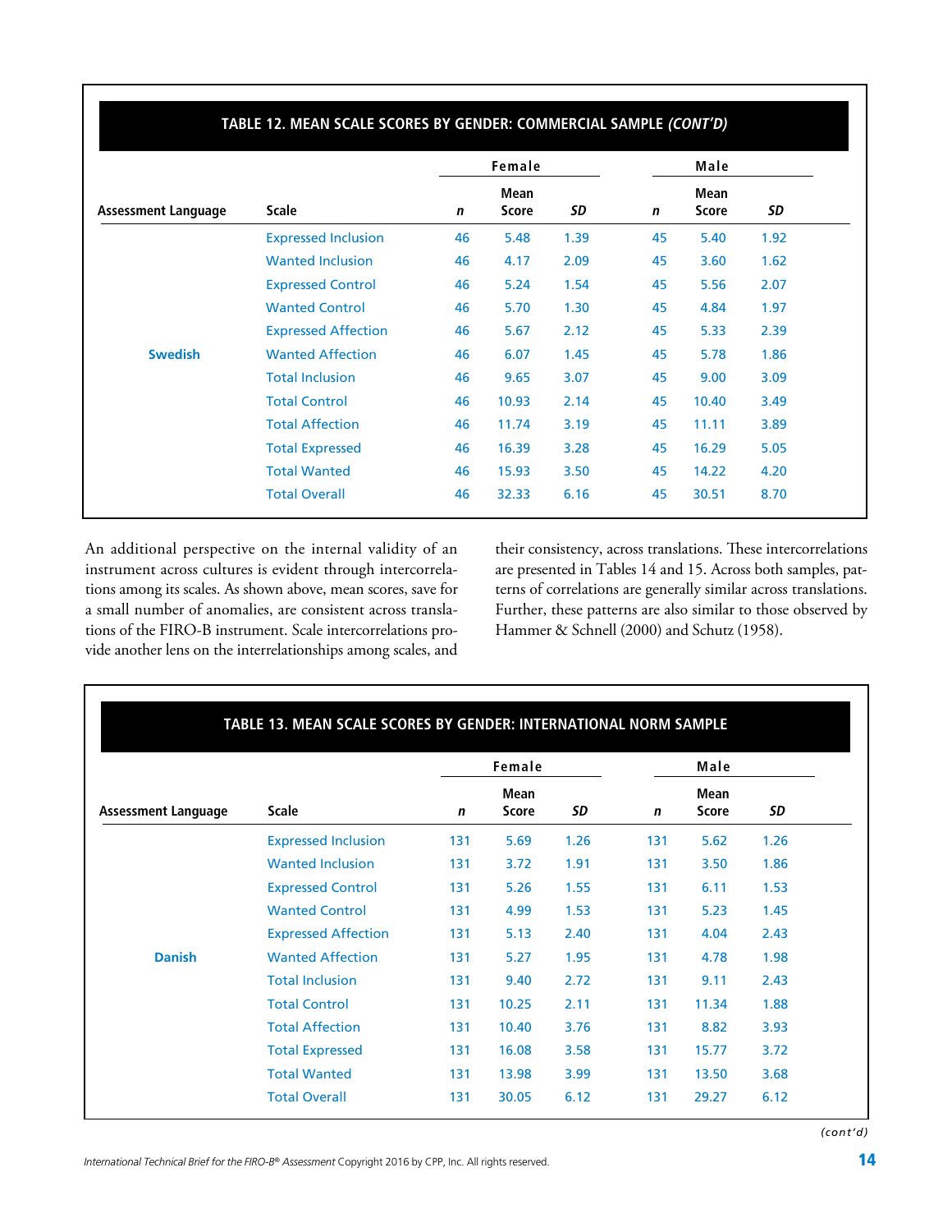## TABLE 12. MEAN SCALE SCORES BY GENDER: COMMERCIAL SAMPLE *(CONT'D)*

| | | Female | | | Male | | |
|---|---|---|---|---|---|---|---|
| **Assessment Language** | **Scale** | ***n*** | **Mean Score** | ***SD*** | ***n*** | **Mean Score** | ***SD*** |
| **Swedish** | Expressed Inclusion | 46 | 5.48 | 1.39 | 45 | 5.40 | 1.92 |
| | Wanted Inclusion | 46 | 4.17 | 2.09 | 45 | 3.60 | 1.62 |
| | Expressed Control | 46 | 5.24 | 1.54 | 45 | 5.56 | 2.07 |
| | Wanted Control | 46 | 5.70 | 1.30 | 45 | 4.84 | 1.97 |
| | Expressed Affection | 46 | 5.67 | 2.12 | 45 | 5.33 | 2.39 |
| | Wanted Affection | 46 | 6.07 | 1.45 | 45 | 5.78 | 1.86 |
| | Total Inclusion | 46 | 9.65 | 3.07 | 45 | 9.00 | 3.09 |
| | Total Control | 46 | 10.93 | 2.14 | 45 | 10.40 | 3.49 |
| | Total Affection | 46 | 11.74 | 3.19 | 45 | 11.11 | 3.89 |
| | Total Expressed | 46 | 16.39 | 3.28 | 45 | 16.29 | 5.05 |
| | Total Wanted | 46 | 15.93 | 3.50 | 45 | 14.22 | 4.20 |
| | Total Overall | 46 | 32.33 | 6.16 | 45 | 30.51 | 8.70 |

An additional perspective on the internal validity of an instrument across cultures is evident through intercorrelations among its scales. As shown above, mean scores, save for a small number of anomalies, are consistent across translations of the FIRO-B instrument. Scale intercorrelations provide another lens on the interrelationships among scales, and their consistency, across translations. These intercorrelations are presented in Tables 14 and 15. Across both samples, patterns of correlations are generally similar across translations. Further, these patterns are also similar to those observed by Hammer & Schnell (2000) and Schutz (1958).

## TABLE 13. MEAN SCALE SCORES BY GENDER: INTERNATIONAL NORM SAMPLE

| | | Female | | | Male | | |
|---|---|---|---|---|---|---|---|
| **Assessment Language** | **Scale** | ***n*** | **Mean Score** | ***SD*** | ***n*** | **Mean Score** | ***SD*** |
| **Danish** | Expressed Inclusion | 131 | 5.69 | 1.26 | 131 | 5.62 | 1.26 |
| | Wanted Inclusion | 131 | 3.72 | 1.91 | 131 | 3.50 | 1.86 |
| | Expressed Control | 131 | 5.26 | 1.55 | 131 | 6.11 | 1.53 |
| | Wanted Control | 131 | 4.99 | 1.53 | 131 | 5.23 | 1.45 |
| | Expressed Affection | 131 | 5.13 | 2.40 | 131 | 4.04 | 2.43 |
| | Wanted Affection | 131 | 5.27 | 1.95 | 131 | 4.78 | 1.98 |
| | Total Inclusion | 131 | 9.40 | 2.72 | 131 | 9.11 | 2.43 |
| | Total Control | 131 | 10.25 | 2.11 | 131 | 11.34 | 1.88 |
| | Total Affection | 131 | 10.40 | 3.76 | 131 | 8.82 | 3.93 |
| | Total Expressed | 131 | 16.08 | 3.58 | 131 | 15.77 | 3.72 |
| | Total Wanted | 131 | 13.98 | 3.99 | 131 | 13.50 | 3.68 |
| | Total Overall | 131 | 30.05 | 6.12 | 131 | 29.27 | 6.12 |

*(cont'd)*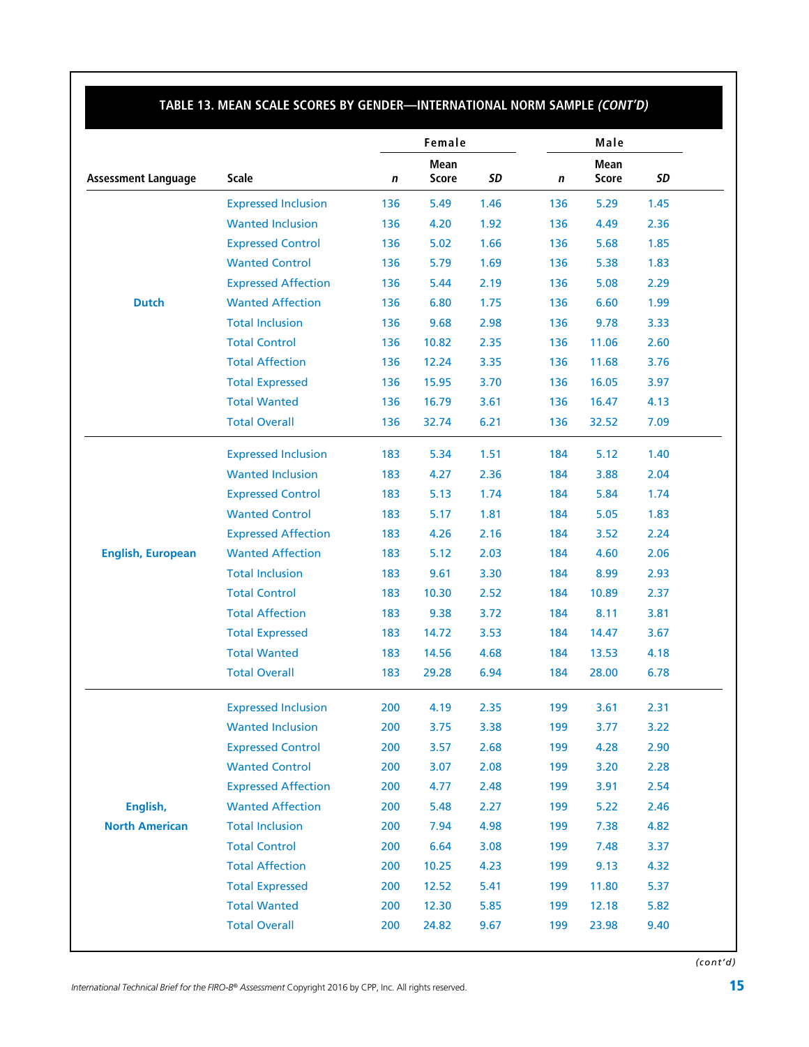**TABLE 13. MEAN SCALE SCORES BY GENDER—INTERNATIONAL NORM SAMPLE *(CONT'D)***

| Assessment Language | Scale | Female | | | Male | | |
|---|---|---|---|---|---|---|---|
| | | *n* | Mean Score | *SD* | *n* | Mean Score | *SD* |
| Dutch | Expressed Inclusion | 136 | 5.49 | 1.46 | 136 | 5.29 | 1.45 |
| | Wanted Inclusion | 136 | 4.20 | 1.92 | 136 | 4.49 | 2.36 |
| | Expressed Control | 136 | 5.02 | 1.66 | 136 | 5.68 | 1.85 |
| | Wanted Control | 136 | 5.79 | 1.69 | 136 | 5.38 | 1.83 |
| | Expressed Affection | 136 | 5.44 | 2.19 | 136 | 5.08 | 2.29 |
| | Wanted Affection | 136 | 6.80 | 1.75 | 136 | 6.60 | 1.99 |
| | Total Inclusion | 136 | 9.68 | 2.98 | 136 | 9.78 | 3.33 |
| | Total Control | 136 | 10.82 | 2.35 | 136 | 11.06 | 2.60 |
| | Total Affection | 136 | 12.24 | 3.35 | 136 | 11.68 | 3.76 |
| | Total Expressed | 136 | 15.95 | 3.70 | 136 | 16.05 | 3.97 |
| | Total Wanted | 136 | 16.79 | 3.61 | 136 | 16.47 | 4.13 |
| | Total Overall | 136 | 32.74 | 6.21 | 136 | 32.52 | 7.09 |
| English, European | Expressed Inclusion | 183 | 5.34 | 1.51 | 184 | 5.12 | 1.40 |
| | Wanted Inclusion | 183 | 4.27 | 2.36 | 184 | 3.88 | 2.04 |
| | Expressed Control | 183 | 5.13 | 1.74 | 184 | 5.84 | 1.74 |
| | Wanted Control | 183 | 5.17 | 1.81 | 184 | 5.05 | 1.83 |
| | Expressed Affection | 183 | 4.26 | 2.16 | 184 | 3.52 | 2.24 |
| | Wanted Affection | 183 | 5.12 | 2.03 | 184 | 4.60 | 2.06 |
| | Total Inclusion | 183 | 9.61 | 3.30 | 184 | 8.99 | 2.93 |
| | Total Control | 183 | 10.30 | 2.52 | 184 | 10.89 | 2.37 |
| | Total Affection | 183 | 9.38 | 3.72 | 184 | 8.11 | 3.81 |
| | Total Expressed | 183 | 14.72 | 3.53 | 184 | 14.47 | 3.67 |
| | Total Wanted | 183 | 14.56 | 4.68 | 184 | 13.53 | 4.18 |
| | Total Overall | 183 | 29.28 | 6.94 | 184 | 28.00 | 6.78 |
| English, North American | Expressed Inclusion | 200 | 4.19 | 2.35 | 199 | 3.61 | 2.31 |
| | Wanted Inclusion | 200 | 3.75 | 3.38 | 199 | 3.77 | 3.22 |
| | Expressed Control | 200 | 3.57 | 2.68 | 199 | 4.28 | 2.90 |
| | Wanted Control | 200 | 3.07 | 2.08 | 199 | 3.20 | 2.28 |
| | Expressed Affection | 200 | 4.77 | 2.48 | 199 | 3.91 | 2.54 |
| | Wanted Affection | 200 | 5.48 | 2.27 | 199 | 5.22 | 2.46 |
| | Total Inclusion | 200 | 7.94 | 4.98 | 199 | 7.38 | 4.82 |
| | Total Control | 200 | 6.64 | 3.08 | 199 | 7.48 | 3.37 |
| | Total Affection | 200 | 10.25 | 4.23 | 199 | 9.13 | 4.32 |
| | Total Expressed | 200 | 12.52 | 5.41 | 199 | 11.80 | 5.37 |
| | Total Wanted | 200 | 12.30 | 5.85 | 199 | 12.18 | 5.82 |
| | Total Overall | 200 | 24.82 | 9.67 | 199 | 23.98 | 9.40 |

*(cont'd)*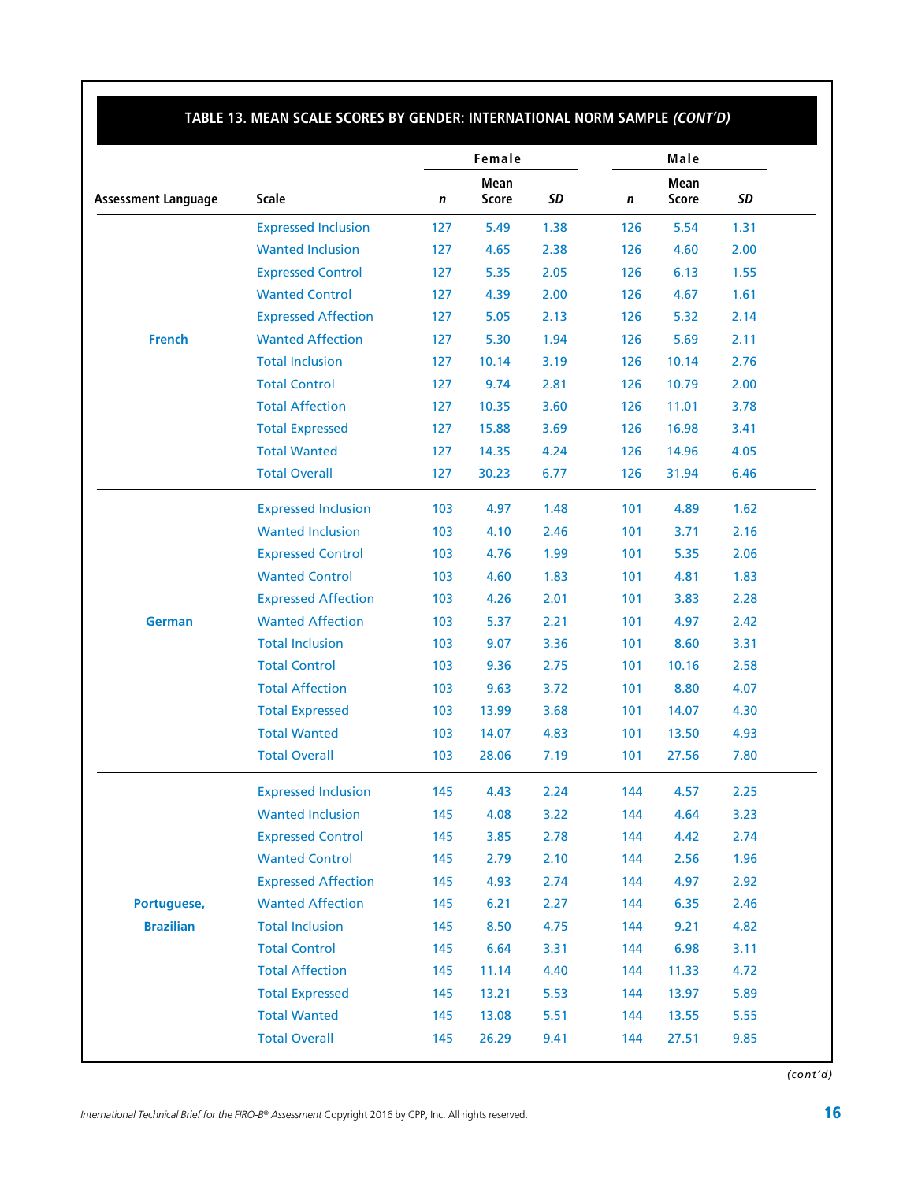**TABLE 13. MEAN SCALE SCORES BY GENDER: INTERNATIONAL NORM SAMPLE *(CONT'D)***

| | | Female | | | Male | | |
|---|---|---|---|---|---|---|---|
| **Assessment Language** | **Scale** | ***n*** | **Mean Score** | ***SD*** | ***n*** | **Mean Score** | ***SD*** |
| **French** | Expressed Inclusion | 127 | 5.49 | 1.38 | 126 | 5.54 | 1.31 |
| | Wanted Inclusion | 127 | 4.65 | 2.38 | 126 | 4.60 | 2.00 |
| | Expressed Control | 127 | 5.35 | 2.05 | 126 | 6.13 | 1.55 |
| | Wanted Control | 127 | 4.39 | 2.00 | 126 | 4.67 | 1.61 |
| | Expressed Affection | 127 | 5.05 | 2.13 | 126 | 5.32 | 2.14 |
| | Wanted Affection | 127 | 5.30 | 1.94 | 126 | 5.69 | 2.11 |
| | Total Inclusion | 127 | 10.14 | 3.19 | 126 | 10.14 | 2.76 |
| | Total Control | 127 | 9.74 | 2.81 | 126 | 10.79 | 2.00 |
| | Total Affection | 127 | 10.35 | 3.60 | 126 | 11.01 | 3.78 |
| | Total Expressed | 127 | 15.88 | 3.69 | 126 | 16.98 | 3.41 |
| | Total Wanted | 127 | 14.35 | 4.24 | 126 | 14.96 | 4.05 |
| | Total Overall | 127 | 30.23 | 6.77 | 126 | 31.94 | 6.46 |
| **German** | Expressed Inclusion | 103 | 4.97 | 1.48 | 101 | 4.89 | 1.62 |
| | Wanted Inclusion | 103 | 4.10 | 2.46 | 101 | 3.71 | 2.16 |
| | Expressed Control | 103 | 4.76 | 1.99 | 101 | 5.35 | 2.06 |
| | Wanted Control | 103 | 4.60 | 1.83 | 101 | 4.81 | 1.83 |
| | Expressed Affection | 103 | 4.26 | 2.01 | 101 | 3.83 | 2.28 |
| | Wanted Affection | 103 | 5.37 | 2.21 | 101 | 4.97 | 2.42 |
| | Total Inclusion | 103 | 9.07 | 3.36 | 101 | 8.60 | 3.31 |
| | Total Control | 103 | 9.36 | 2.75 | 101 | 10.16 | 2.58 |
| | Total Affection | 103 | 9.63 | 3.72 | 101 | 8.80 | 4.07 |
| | Total Expressed | 103 | 13.99 | 3.68 | 101 | 14.07 | 4.30 |
| | Total Wanted | 103 | 14.07 | 4.83 | 101 | 13.50 | 4.93 |
| | Total Overall | 103 | 28.06 | 7.19 | 101 | 27.56 | 7.80 |
| **Portuguese, Brazilian** | Expressed Inclusion | 145 | 4.43 | 2.24 | 144 | 4.57 | 2.25 |
| | Wanted Inclusion | 145 | 4.08 | 3.22 | 144 | 4.64 | 3.23 |
| | Expressed Control | 145 | 3.85 | 2.78 | 144 | 4.42 | 2.74 |
| | Wanted Control | 145 | 2.79 | 2.10 | 144 | 2.56 | 1.96 |
| | Expressed Affection | 145 | 4.93 | 2.74 | 144 | 4.97 | 2.92 |
| | Wanted Affection | 145 | 6.21 | 2.27 | 144 | 6.35 | 2.46 |
| | Total Inclusion | 145 | 8.50 | 4.75 | 144 | 9.21 | 4.82 |
| | Total Control | 145 | 6.64 | 3.31 | 144 | 6.98 | 3.11 |
| | Total Affection | 145 | 11.14 | 4.40 | 144 | 11.33 | 4.72 |
| | Total Expressed | 145 | 13.21 | 5.53 | 144 | 13.97 | 5.89 |
| | Total Wanted | 145 | 13.08 | 5.51 | 144 | 13.55 | 5.55 |
| | Total Overall | 145 | 26.29 | 9.41 | 144 | 27.51 | 9.85 |

*(cont'd)*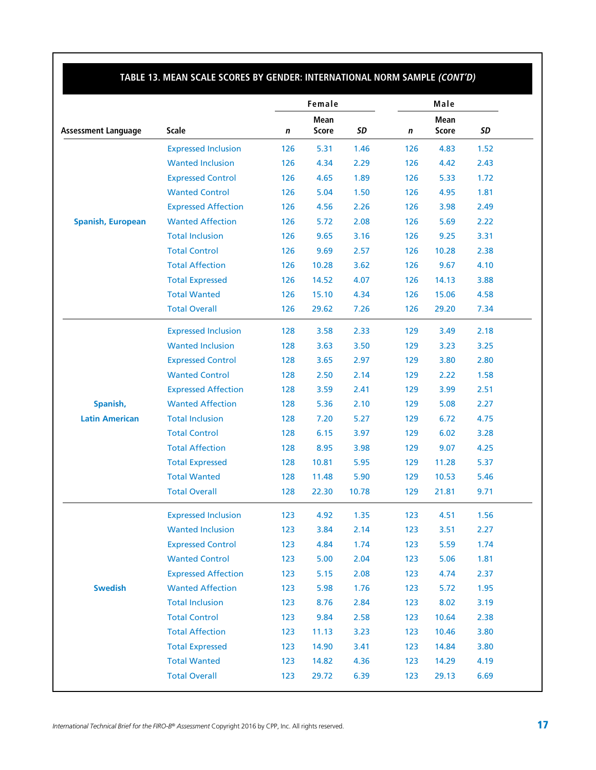**TABLE 13. MEAN SCALE SCORES BY GENDER: INTERNATIONAL NORM SAMPLE *(CONT'D)***

| Assessment Language | Scale | Female *n* | Female Mean Score | Female *SD* | Male *n* | Male Mean Score | Male *SD* |
|---|---|---|---|---|---|---|---|
| **Spanish, European** | Expressed Inclusion | 126 | 5.31 | 1.46 | 126 | 4.83 | 1.52 |
| | Wanted Inclusion | 126 | 4.34 | 2.29 | 126 | 4.42 | 2.43 |
| | Expressed Control | 126 | 4.65 | 1.89 | 126 | 5.33 | 1.72 |
| | Wanted Control | 126 | 5.04 | 1.50 | 126 | 4.95 | 1.81 |
| | Expressed Affection | 126 | 4.56 | 2.26 | 126 | 3.98 | 2.49 |
| | Wanted Affection | 126 | 5.72 | 2.08 | 126 | 5.69 | 2.22 |
| | Total Inclusion | 126 | 9.65 | 3.16 | 126 | 9.25 | 3.31 |
| | Total Control | 126 | 9.69 | 2.57 | 126 | 10.28 | 2.38 |
| | Total Affection | 126 | 10.28 | 3.62 | 126 | 9.67 | 4.10 |
| | Total Expressed | 126 | 14.52 | 4.07 | 126 | 14.13 | 3.88 |
| | Total Wanted | 126 | 15.10 | 4.34 | 126 | 15.06 | 4.58 |
| | Total Overall | 126 | 29.62 | 7.26 | 126 | 29.20 | 7.34 |
| **Spanish, Latin American** | Expressed Inclusion | 128 | 3.58 | 2.33 | 129 | 3.49 | 2.18 |
| | Wanted Inclusion | 128 | 3.63 | 3.50 | 129 | 3.23 | 3.25 |
| | Expressed Control | 128 | 3.65 | 2.97 | 129 | 3.80 | 2.80 |
| | Wanted Control | 128 | 2.50 | 2.14 | 129 | 2.22 | 1.58 |
| | Expressed Affection | 128 | 3.59 | 2.41 | 129 | 3.99 | 2.51 |
| | Wanted Affection | 128 | 5.36 | 2.10 | 129 | 5.08 | 2.27 |
| | Total Inclusion | 128 | 7.20 | 5.27 | 129 | 6.72 | 4.75 |
| | Total Control | 128 | 6.15 | 3.97 | 129 | 6.02 | 3.28 |
| | Total Affection | 128 | 8.95 | 3.98 | 129 | 9.07 | 4.25 |
| | Total Expressed | 128 | 10.81 | 5.95 | 129 | 11.28 | 5.37 |
| | Total Wanted | 128 | 11.48 | 5.90 | 129 | 10.53 | 5.46 |
| | Total Overall | 128 | 22.30 | 10.78 | 129 | 21.81 | 9.71 |
| **Swedish** | Expressed Inclusion | 123 | 4.92 | 1.35 | 123 | 4.51 | 1.56 |
| | Wanted Inclusion | 123 | 3.84 | 2.14 | 123 | 3.51 | 2.27 |
| | Expressed Control | 123 | 4.84 | 1.74 | 123 | 5.59 | 1.74 |
| | Wanted Control | 123 | 5.00 | 2.04 | 123 | 5.06 | 1.81 |
| | Expressed Affection | 123 | 5.15 | 2.08 | 123 | 4.74 | 2.37 |
| | Wanted Affection | 123 | 5.98 | 1.76 | 123 | 5.72 | 1.95 |
| | Total Inclusion | 123 | 8.76 | 2.84 | 123 | 8.02 | 3.19 |
| | Total Control | 123 | 9.84 | 2.58 | 123 | 10.64 | 2.38 |
| | Total Affection | 123 | 11.13 | 3.23 | 123 | 10.46 | 3.80 |
| | Total Expressed | 123 | 14.90 | 3.41 | 123 | 14.84 | 3.80 |
| | Total Wanted | 123 | 14.82 | 4.36 | 123 | 14.29 | 4.19 |
| | Total Overall | 123 | 29.72 | 6.39 | 123 | 29.13 | 6.69 |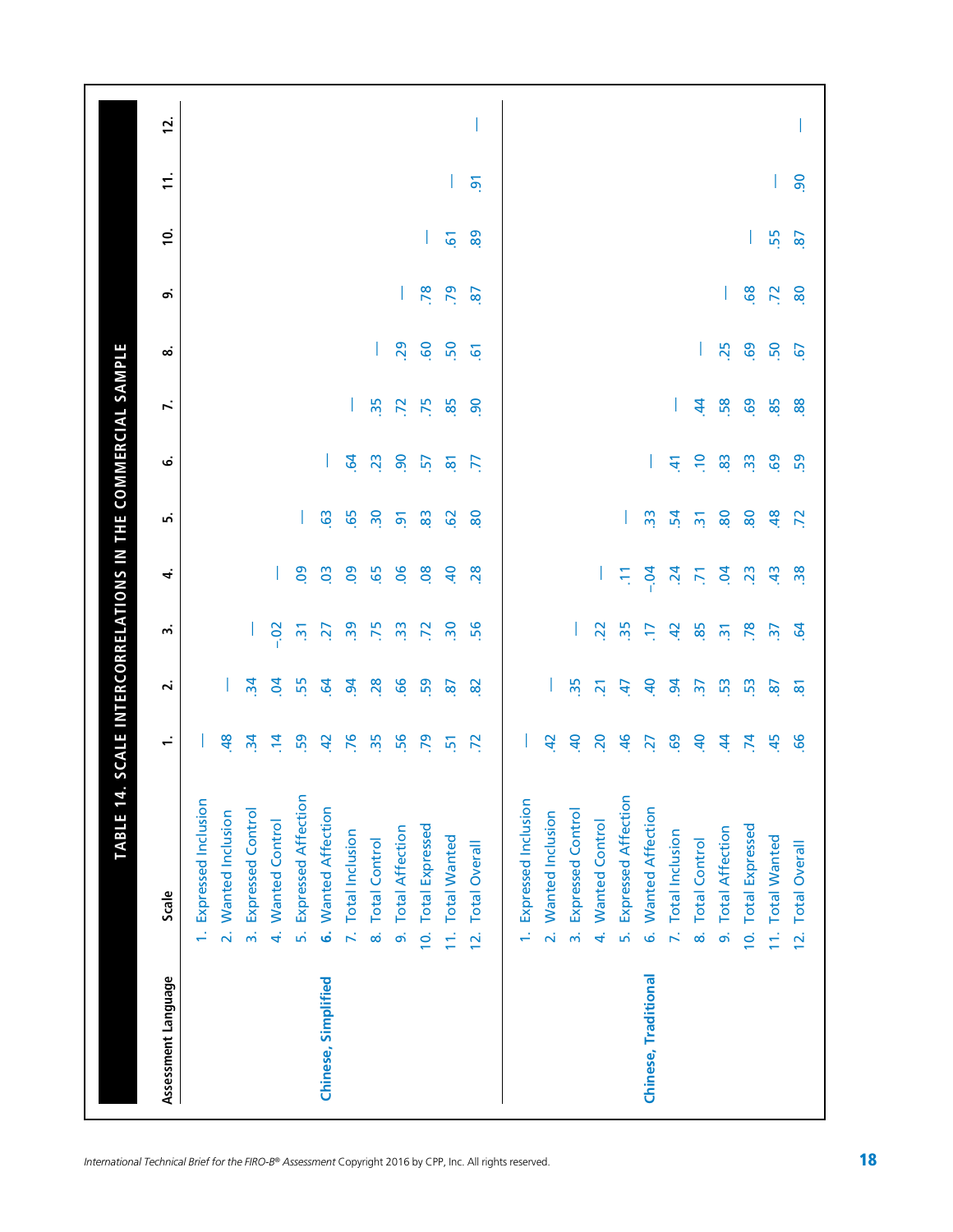## TABLE 14. SCALE INTERCORRELATIONS IN THE COMMERCIAL SAMPLE

| Assessment Language | Scale | 1. | 2. | 3. | 4. | 5. | 6. | 7. | 8. | 9. | 10. | 11. | 12. |
|---|---|---|---|---|---|---|---|---|---|---|---|---|---|
| **Chinese, Simplified** | 1. Expressed Inclusion | — | | | | | | | | | | | |
| | 2. Wanted Inclusion | .48 | — | | | | | | | | | | |
| | 3. Expressed Control | .34 | .34 | — | | | | | | | | | |
| | 4. Wanted Control | .14 | .04 | -.02 | — | | | | | | | | |
| | 5. Expressed Affection | .59 | .55 | .31 | .09 | — | | | | | | | |
| | 6. Wanted Affection | .42 | .64 | .27 | .03 | .63 | — | | | | | | |
| | 7. Total Inclusion | .76 | .94 | .39 | .09 | .65 | .64 | — | | | | | |
| | 8. Total Control | .35 | .28 | .75 | .65 | .30 | .23 | .35 | — | | | | |
| | 9. Total Affection | .56 | .66 | .33 | .06 | .91 | .90 | .72 | .29 | — | | | |
| | 10. Total Expressed | .79 | .59 | .72 | .08 | .83 | .57 | .75 | .60 | .78 | — | | |
| | 11. Total Wanted | .51 | .87 | .30 | .40 | .62 | .81 | .85 | .50 | .79 | .61 | — | |
| | 12. Total Overall | .72 | .82 | .56 | .28 | .80 | .77 | .90 | .61 | .87 | .89 | .91 | — |
| **Chinese, Traditional** | 1. Expressed Inclusion | — | | | | | | | | | | | |
| | 2. Wanted Inclusion | .42 | — | | | | | | | | | | |
| | 3. Expressed Control | .40 | .35 | — | | | | | | | | | |
| | 4. Wanted Control | .20 | .21 | .22 | — | | | | | | | | |
| | 5. Expressed Affection | .46 | .47 | .35 | .11 | — | | | | | | | |
| | 6. Wanted Affection | .27 | .40 | .17 | -.04 | .33 | — | | | | | | |
| | 7. Total Inclusion | .69 | .94 | .42 | .24 | .54 | .41 | — | | | | | |
| | 8. Total Control | .40 | .37 | .85 | .71 | .31 | .10 | .44 | — | | | | |
| | 9. Total Affection | .44 | .53 | .31 | .04 | .80 | .83 | .58 | .25 | — | | | |
| | 10. Total Expressed | .74 | .53 | .78 | .23 | .80 | .33 | .69 | .69 | .68 | — | | |
| | 11. Total Wanted | .45 | .87 | .37 | .43 | .48 | .69 | .85 | .50 | .72 | .55 | — | |
| | 12. Total Overall | .66 | .81 | .64 | .38 | .72 | .59 | .88 | .67 | .80 | .87 | .90 | — |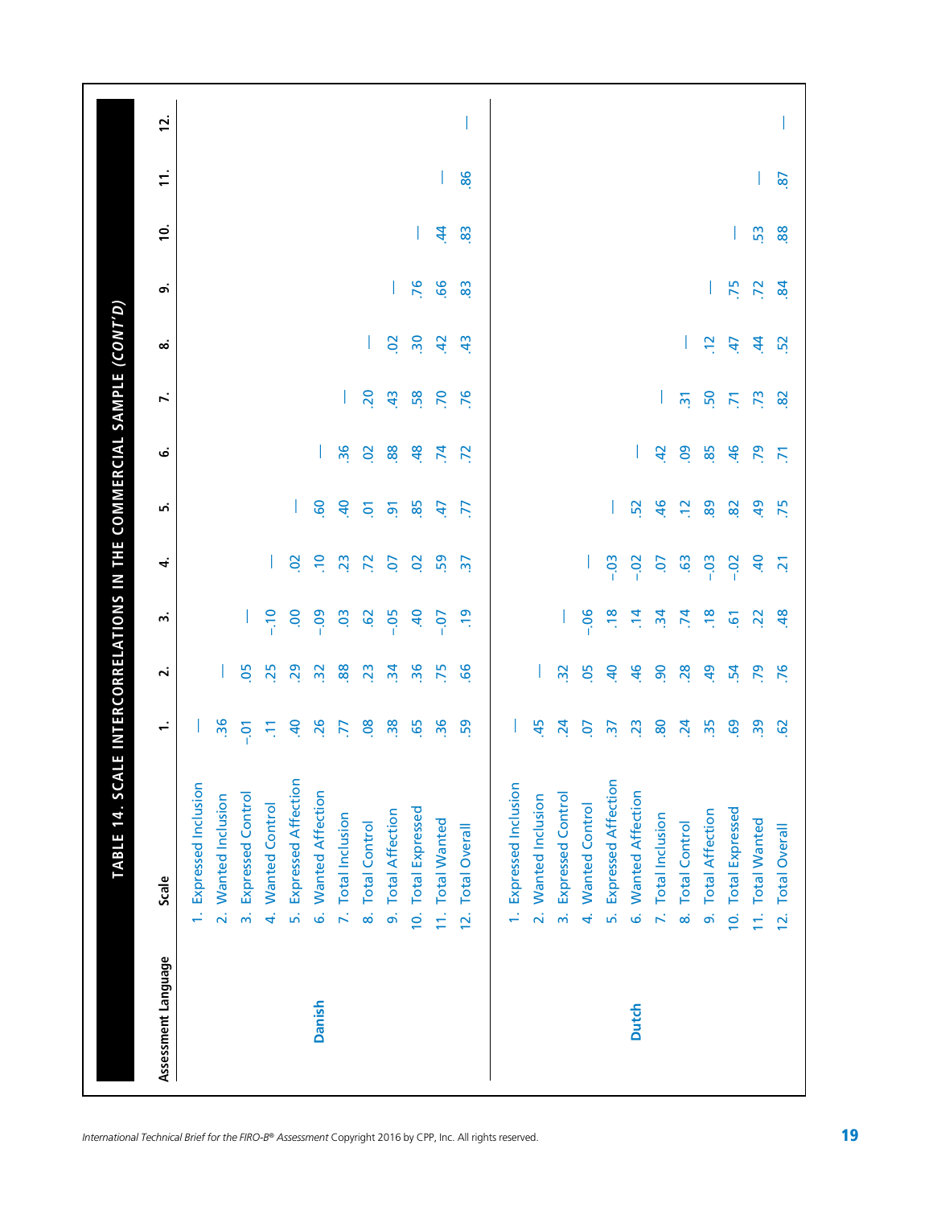## TABLE 14. SCALE INTERCORRELATIONS IN THE COMMERCIAL SAMPLE *(CONT'D)*

| Assessment Language | Scale | 1. | 2. | 3. | 4. | 5. | 6. | 7. | 8. | 9. | 10. | 11. | 12. |
|---|---|---|---|---|---|---|---|---|---|---|---|---|---|
| **Danish** | 1. Expressed Inclusion | — | | | | | | | | | | | |
| | 2. Wanted Inclusion | .36 | — | | | | | | | | | | |
| | 3. Expressed Control | –.01 | .05 | — | | | | | | | | | |
| | 4. Wanted Control | .11 | .25 | –.10 | — | | | | | | | | |
| | 5. Expressed Affection | .40 | .29 | .00 | .02 | — | | | | | | | |
| | 6. Wanted Affection | .26 | .32 | –.09 | .10 | .60 | — | | | | | | |
| | 7. Total Inclusion | .77 | .88 | .03 | .23 | .40 | .36 | — | | | | | |
| | 8. Total Control | .08 | .23 | .62 | .72 | .01 | .02 | .20 | — | | | | |
| | 9. Total Affection | .38 | .34 | –.05 | .07 | .91 | .88 | .43 | .02 | — | | | |
| | 10. Total Expressed | .65 | .36 | .40 | .02 | .85 | .48 | .58 | .30 | .76 | — | | |
| | 11. Total Wanted | .36 | .75 | –.07 | .59 | .47 | .74 | .70 | .42 | .66 | .44 | — | |
| | 12. Total Overall | .59 | .66 | .19 | .37 | .77 | .72 | .76 | .43 | .83 | .83 | .86 | — |
| **Dutch** | 1. Expressed Inclusion | — | | | | | | | | | | | |
| | 2. Wanted Inclusion | .45 | — | | | | | | | | | | |
| | 3. Expressed Control | .24 | .32 | — | | | | | | | | | |
| | 4. Wanted Control | .07 | .05 | –.06 | — | | | | | | | | |
| | 5. Expressed Affection | .37 | .40 | .18 | –.03 | — | | | | | | | |
| | 6. Wanted Affection | .23 | .46 | .14 | –.02 | .52 | — | | | | | | |
| | 7. Total Inclusion | .80 | .90 | .34 | .07 | .46 | .42 | — | | | | | |
| | 8. Total Control | .24 | .28 | .74 | .63 | .12 | .09 | .31 | — | | | | |
| | 9. Total Affection | .35 | .49 | .18 | –.03 | .89 | .85 | .50 | .12 | — | | | |
| | 10. Total Expressed | .69 | .54 | .61 | –.02 | .82 | .46 | .71 | .47 | .75 | — | | |
| | 11. Total Wanted | .39 | .79 | .22 | .40 | .49 | .79 | .73 | .44 | .72 | .53 | — | |
| | 12. Total Overall | .62 | .76 | .48 | .21 | .75 | .71 | .82 | .52 | .84 | .88 | .87 | — |

*International Technical Brief for the FIRO-B® Assessment* Copyright 2016 by CPP, Inc. All rights reserved.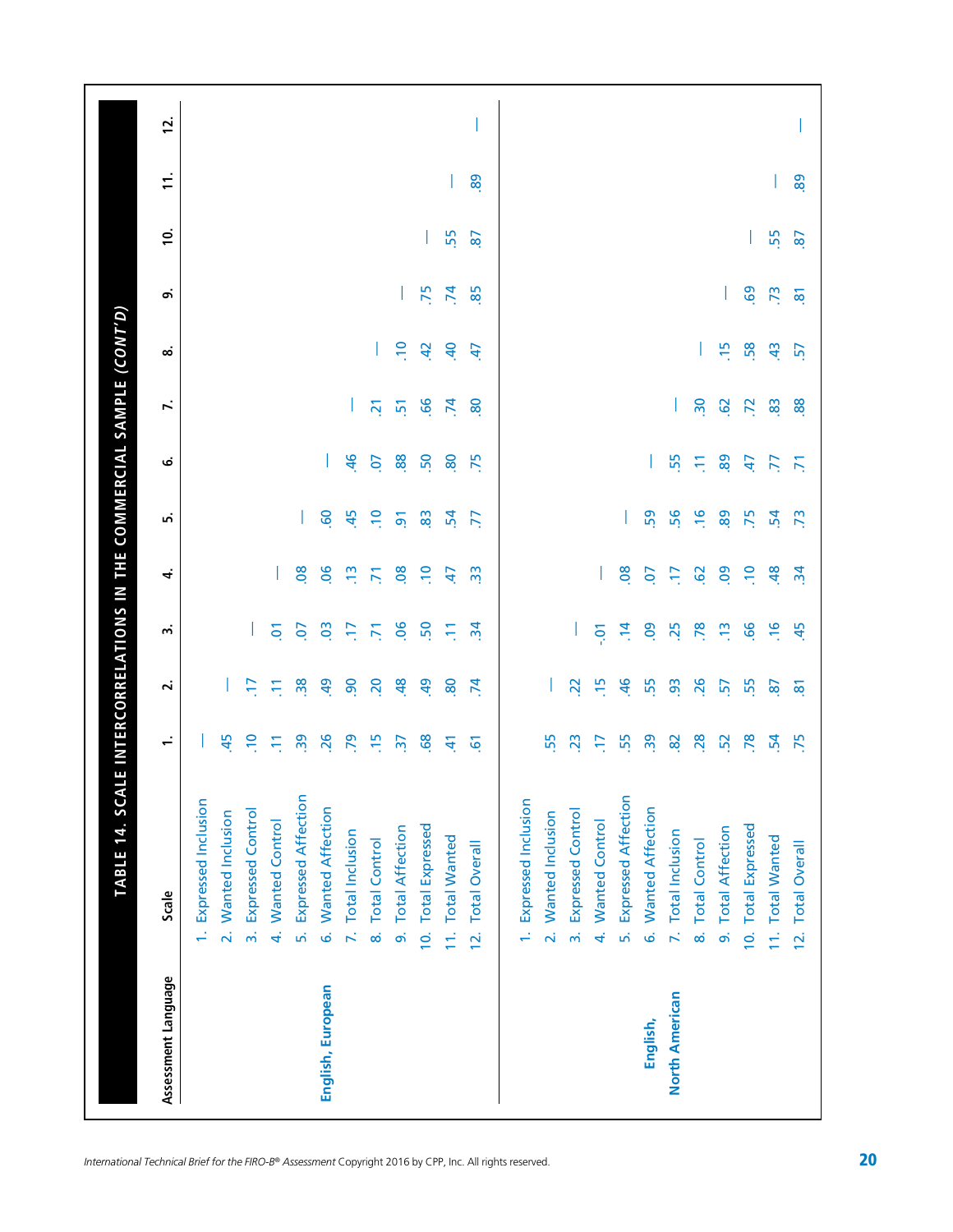## TABLE 14. SCALE INTERCORRELATIONS IN THE COMMERCIAL SAMPLE (CONT'D)

| Assessment Language | Scale | 1. | 2. | 3. | 4. | 5. | 6. | 7. | 8. | 9. | 10. | 11. | 12. |
|---|---|---|---|---|---|---|---|---|---|---|---|---|---|
| **English, European** | 1. Expressed Inclusion | — | | | | | | | | | | | |
| | 2. Wanted Inclusion | .45 | — | | | | | | | | | | |
| | 3. Expressed Control | .10 | .17 | — | | | | | | | | | |
| | 4. Wanted Control | .11 | .11 | .01 | — | | | | | | | | |
| | 5. Expressed Affection | .39 | .38 | .07 | .08 | — | | | | | | | |
| | 6. Wanted Affection | .26 | .49 | .03 | .06 | .60 | — | | | | | | |
| | 7. Total Inclusion | .79 | .90 | .17 | .13 | .45 | .46 | — | | | | | |
| | 8. Total Control | .15 | .20 | .71 | .71 | .10 | .07 | .21 | — | | | | |
| | 9. Total Affection | .37 | .48 | .06 | .08 | .91 | .88 | .51 | .10 | — | | | |
| | 10. Total Expressed | .68 | .49 | .50 | .10 | .83 | .50 | .66 | .42 | .75 | — | | |
| | 11. Total Wanted | .41 | .80 | .11 | .47 | .54 | .80 | .74 | .40 | .74 | .55 | — | |
| | 12. Total Overall | .61 | .74 | .34 | .33 | .77 | .75 | .80 | .47 | .85 | .87 | .89 | — |
| **English, North American** | 1. Expressed Inclusion | | | | | | | | | | | | |
| | 2. Wanted Inclusion | .55 | — | | | | | | | | | | |
| | 3. Expressed Control | .23 | .22 | — | | | | | | | | | |
| | 4. Wanted Control | .17 | .15 | -.01 | — | | | | | | | | |
| | 5. Expressed Affection | .55 | .46 | .14 | .08 | — | | | | | | | |
| | 6. Wanted Affection | .39 | .55 | .09 | .07 | .59 | — | | | | | | |
| | 7. Total Inclusion | .82 | .93 | .25 | .17 | .56 | .55 | — | | | | | |
| | 8. Total Control | .28 | .26 | .78 | .62 | .16 | .11 | .30 | — | | | | |
| | 9. Total Affection | .52 | .57 | .13 | .09 | .89 | .89 | .62 | .15 | — | | | |
| | 10. Total Expressed | .78 | .55 | .66 | .10 | .75 | .47 | .72 | .58 | .69 | — | | |
| | 11. Total Wanted | .54 | .87 | .16 | .48 | .54 | .77 | .83 | .43 | .73 | .55 | — | |
| | 12. Total Overall | .75 | .81 | .45 | .34 | .73 | .71 | .88 | .57 | .81 | .87 | .89 | — |

*International Technical Brief for the FIRO-B® Assessment* Copyright 2016 by CPP, Inc. All rights reserved.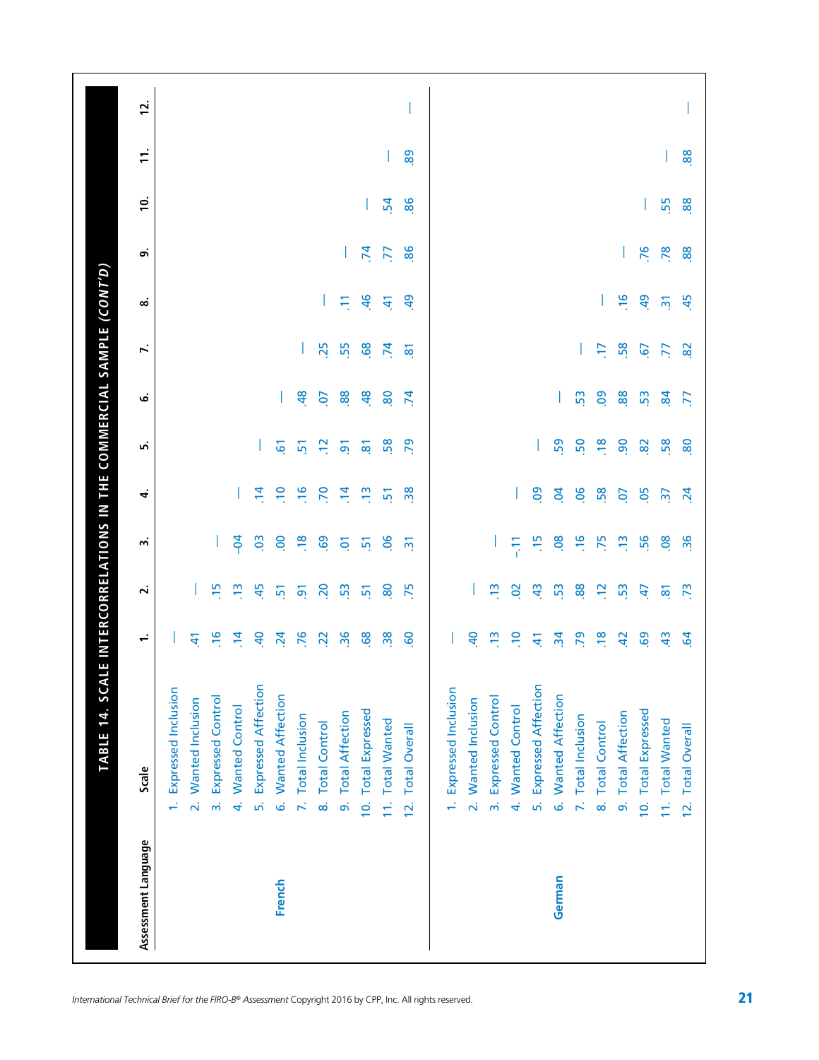## TABLE 14. SCALE INTERCORRELATIONS IN THE COMMERCIAL SAMPLE (CONT'D)

| Assessment Language | Scale | 1. | 2. | 3. | 4. | 5. | 6. | 7. | 8. | 9. | 10. | 11. | 12. |
|---|---|---|---|---|---|---|---|---|---|---|---|---|---|
| French | 1. Expressed Inclusion | — | | | | | | | | | | | |
| | 2. Wanted Inclusion | .41 | — | | | | | | | | | | |
| | 3. Expressed Control | .16 | .15 | — | | | | | | | | | |
| | 4. Wanted Control | .14 | .13 | -.04 | — | | | | | | | | |
| | 5. Expressed Affection | .40 | .45 | .03 | .14 | — | | | | | | | |
| | 6. Wanted Affection | .24 | .51 | .00 | .10 | .61 | — | | | | | | |
| | 7. Total Inclusion | .76 | .91 | .18 | .16 | .51 | .48 | — | | | | | |
| | 8. Total Control | .22 | .20 | .69 | .70 | .12 | .07 | .25 | — | | | | |
| | 9. Total Affection | .36 | .53 | .01 | .14 | .91 | .88 | .55 | .11 | — | | | |
| | 10. Total Expressed | .68 | .51 | .51 | .13 | .81 | .48 | .68 | .46 | .74 | — | | |
| | 11. Total Wanted | .38 | .80 | .06 | .51 | .58 | .80 | .74 | .41 | .77 | .54 | — | |
| | 12. Total Overall | .60 | .75 | .31 | .38 | .79 | .74 | .81 | .49 | .86 | .86 | .89 | — |
| German | 1. Expressed Inclusion | — | | | | | | | | | | | |
| | 2. Wanted Inclusion | .40 | — | | | | | | | | | | |
| | 3. Expressed Control | .13 | .13 | — | | | | | | | | | |
| | 4. Wanted Control | .10 | .02 | -.11 | — | | | | | | | | |
| | 5. Expressed Affection | .41 | .43 | .15 | .09 | — | | | | | | | |
| | 6. Wanted Affection | .34 | .53 | .08 | .04 | .59 | — | | | | | | |
| | 7. Total Inclusion | .79 | .88 | .16 | .06 | .50 | .53 | — | | | | | |
| | 8. Total Control | .18 | .12 | .75 | .58 | .18 | .09 | .17 | — | | | | |
| | 9. Total Affection | .42 | .53 | .13 | .07 | .90 | .88 | .58 | .16 | — | | | |
| | 10. Total Expressed | .69 | .47 | .56 | .05 | .82 | .53 | .67 | .49 | .76 | — | | |
| | 11. Total Wanted | .43 | .81 | .08 | .37 | .58 | .84 | .77 | .31 | .78 | .55 | — | |
| | 12. Total Overall | .64 | .73 | .36 | .24 | .80 | .77 | .82 | .45 | .88 | .88 | .88 | — |

*International Technical Brief for the FIRO-B® Assessment* Copyright 2016 by CPP, Inc. All rights reserved.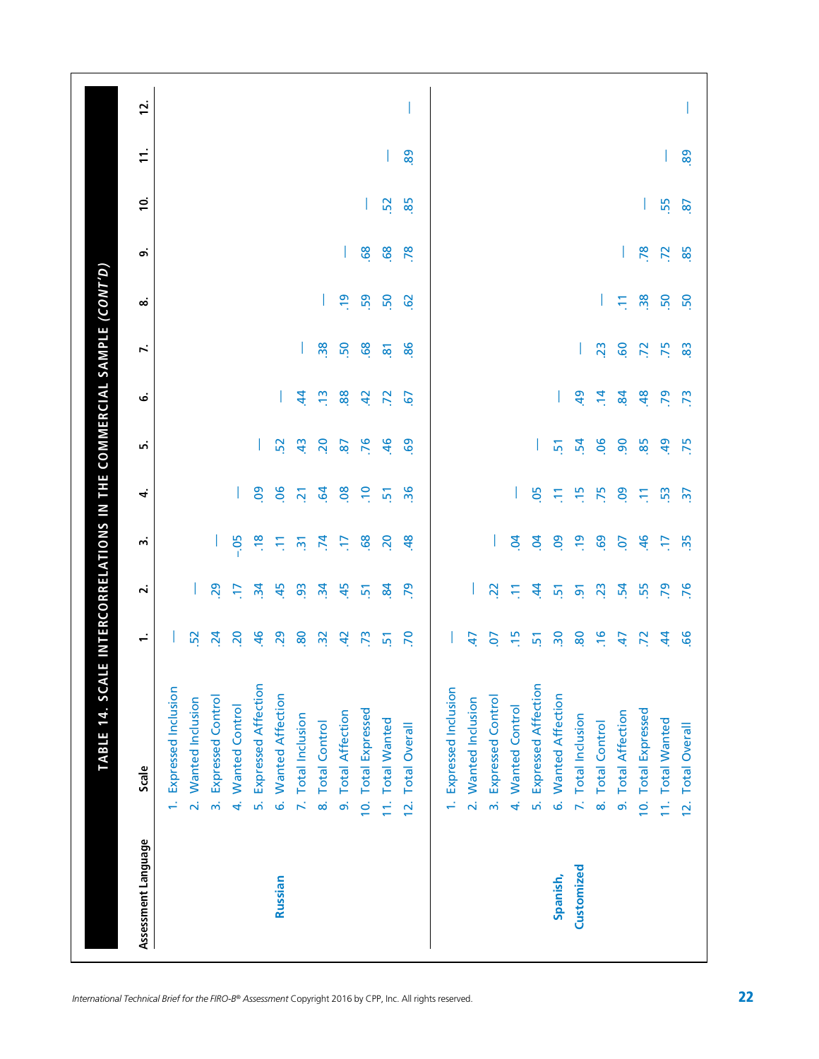## TABLE 14. SCALE INTERCORRELATIONS IN THE COMMERCIAL SAMPLE *(CONT'D)*

| Assessment Language | Scale | 1. | 2. | 3. | 4. | 5. | 6. | 7. | 8. | 9. | 10. | 11. | 12. |
|---|---|---|---|---|---|---|---|---|---|---|---|---|---|
| **Russian** | 1. Expressed Inclusion | — | | | | | | | | | | | |
| | 2. Wanted Inclusion | .52 | — | | | | | | | | | | |
| | 3. Expressed Control | .24 | .29 | — | | | | | | | | | |
| | 4. Wanted Control | .20 | .17 | -.05 | — | | | | | | | | |
| | 5. Expressed Affection | .46 | .34 | .18 | .09 | — | | | | | | | |
| | 6. Wanted Affection | .29 | .45 | .11 | .06 | .52 | — | | | | | | |
| | 7. Total Inclusion | .80 | .93 | .31 | .21 | .43 | .44 | — | | | | | |
| | 8. Total Control | .32 | .34 | .74 | .64 | .20 | .13 | .38 | — | | | | |
| | 9. Total Affection | .42 | .45 | .17 | .08 | .87 | .88 | .50 | .19 | — | | | |
| | 10. Total Expressed | .73 | .51 | .68 | .10 | .76 | .42 | .68 | .59 | .68 | — | | |
| | 11. Total Wanted | .51 | .84 | .20 | .51 | .46 | .72 | .81 | .50 | .68 | .52 | — | |
| | 12. Total Overall | .70 | .79 | .48 | .36 | .69 | .67 | .86 | .62 | .78 | .85 | .89 | — |
| **Spanish, Customized** | 1. Expressed Inclusion | — | | | | | | | | | | | |
| | 2. Wanted Inclusion | .47 | — | | | | | | | | | | |
| | 3. Expressed Control | .07 | .22 | — | | | | | | | | | |
| | 4. Wanted Control | .15 | .11 | .04 | — | | | | | | | | |
| | 5. Expressed Affection | .51 | .44 | .04 | .05 | — | | | | | | | |
| | 6. Wanted Affection | .30 | .51 | .09 | .11 | .51 | — | | | | | | |
| | 7. Total Inclusion | .80 | .91 | .19 | .15 | .54 | .49 | — | | | | | |
| | 8. Total Control | .16 | .23 | .69 | .75 | .06 | .14 | .23 | — | | | | |
| | 9. Total Affection | .47 | .54 | .07 | .09 | .90 | .84 | .60 | .11 | — | | | |
| | 10. Total Expressed | .72 | .55 | .46 | .11 | .85 | .48 | .72 | .38 | .78 | — | | |
| | 11. Total Wanted | .44 | .79 | .17 | .53 | .49 | .79 | .75 | .50 | .72 | .55 | — | |
| | 12. Total Overall | .66 | .76 | .35 | .37 | .75 | .73 | .83 | .50 | .85 | .87 | .89 | — |

*International Technical Brief for the FIRO-B® Assessment* Copyright 2016 by CPP, Inc. All rights reserved.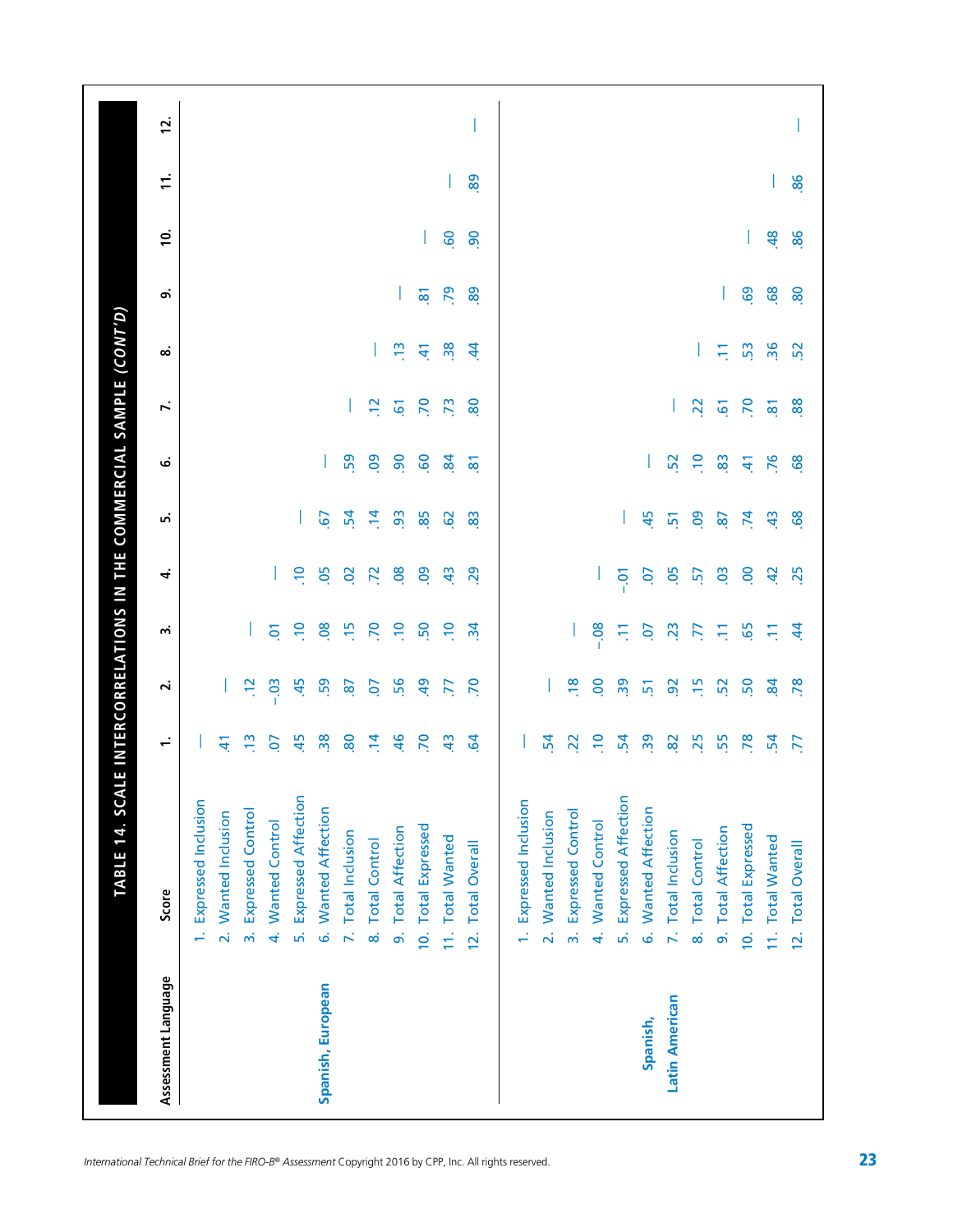## TABLE 14. SCALE INTERCORRELATIONS IN THE COMMERCIAL SAMPLE *(CONT'D)*

| Assessment Language | Score | 1. | 2. | 3. | 4. | 5. | 6. | 7. | 8. | 9. | 10. | 11. | 12. |
|---|---|---|---|---|---|---|---|---|---|---|---|---|---|
| Spanish, European | 1. Expressed Inclusion | — | | | | | | | | | | | |
| | 2. Wanted Inclusion | .41 | — | | | | | | | | | | |
| | 3. Expressed Control | .13 | .12 | — | | | | | | | | | |
| | 4. Wanted Control | .07 | -.03 | .01 | — | | | | | | | | |
| | 5. Expressed Affection | .45 | .45 | .10 | .10 | — | | | | | | | |
| | 6. Wanted Affection | .38 | .59 | .08 | .05 | .67 | — | | | | | | |
| | 7. Total Inclusion | .80 | .87 | .15 | .02 | .54 | .59 | — | | | | | |
| | 8. Total Control | .14 | .07 | .70 | .72 | .14 | .09 | .12 | — | | | | |
| | 9. Total Affection | .46 | .56 | .10 | .08 | .93 | .90 | .61 | .13 | — | | | |
| | 10. Total Expressed | .70 | .49 | .50 | .09 | .85 | .60 | .70 | .41 | .81 | — | | |
| | 11. Total Wanted | .43 | .77 | .10 | .43 | .62 | .84 | .73 | .38 | .79 | .60 | — | |
| | 12. Total Overall | .64 | .70 | .34 | .29 | .83 | .81 | .80 | .44 | .89 | .90 | .89 | — |
| Spanish, Latin American | 1. Expressed Inclusion | — | | | | | | | | | | | |
| | 2. Wanted Inclusion | .54 | — | | | | | | | | | | |
| | 3. Expressed Control | .22 | .18 | — | | | | | | | | | |
| | 4. Wanted Control | .10 | .00 | -.08 | — | | | | | | | | |
| | 5. Expressed Affection | .54 | .39 | .11 | -.01 | — | | | | | | | |
| | 6. Wanted Affection | .39 | .51 | .07 | .07 | .45 | — | | | | | | |
| | 7. Total Inclusion | .82 | .92 | .23 | .05 | .51 | .52 | — | | | | | |
| | 8. Total Control | .25 | .15 | .77 | .57 | .09 | .10 | .22 | — | | | | |
| | 9. Total Affection | .55 | .52 | .11 | .03 | .87 | .83 | .61 | .11 | — | | | |
| | 10. Total Expressed | .78 | .50 | .65 | .00 | .74 | .41 | .70 | .53 | .69 | — | | |
| | 11. Total Wanted | .54 | .84 | .11 | .42 | .43 | .76 | .81 | .36 | .68 | .48 | — | |
| | 12. Total Overall | .77 | .78 | .44 | .25 | .68 | .68 | .88 | .52 | .80 | .86 | .86 | — |

*International Technical Brief for the FIRO-B® Assessment* Copyright 2016 by CPP, Inc. All rights reserved.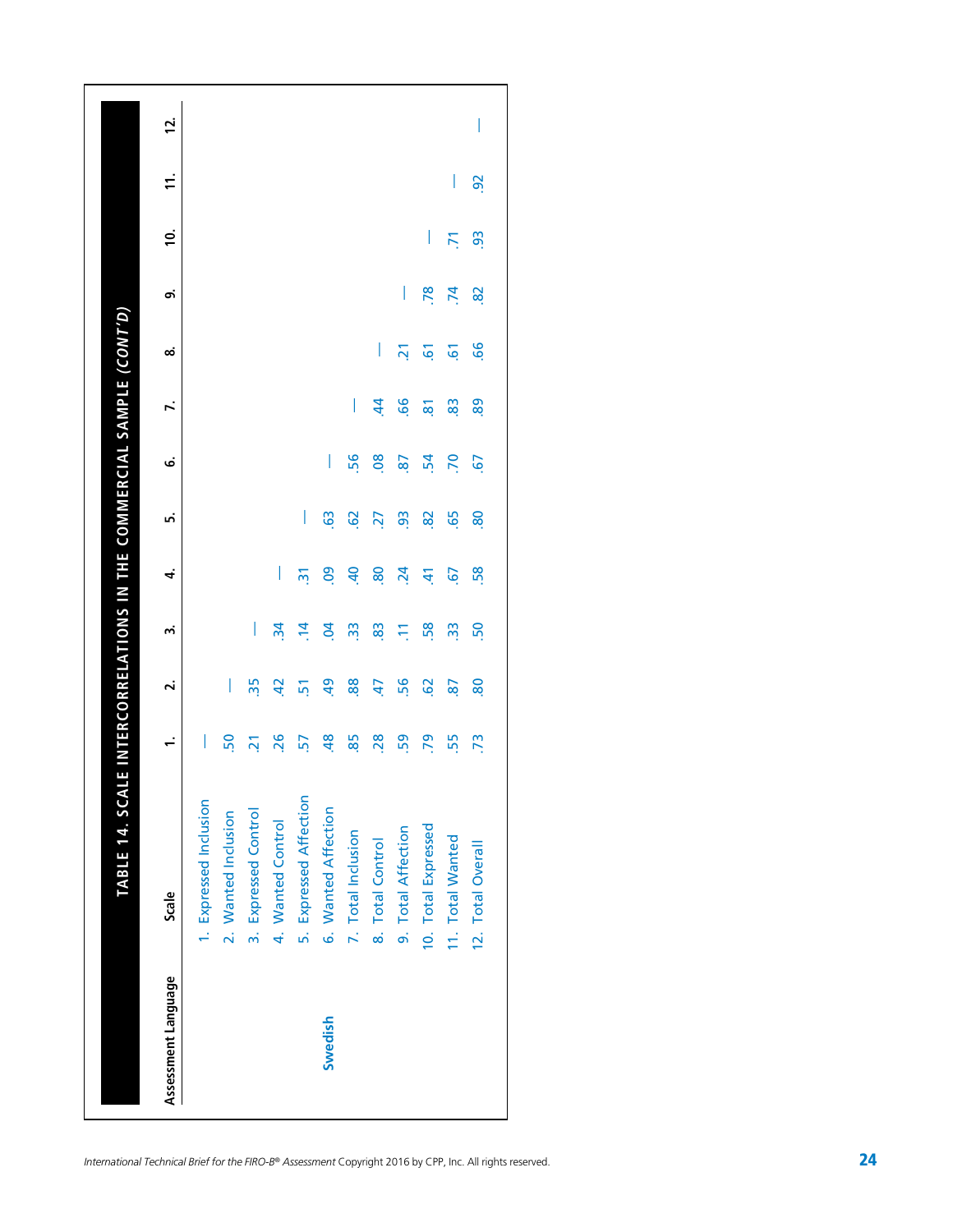## TABLE 14. SCALE INTERCORRELATIONS IN THE COMMERCIAL SAMPLE (CONT'D)

| Assessment Language | Scale | 1. | 2. | 3. | 4. | 5. | 6. | 7. | 8. | 9. | 10. | 11. | 12. |
|---|---|---|---|---|---|---|---|---|---|---|---|---|---|
| Swedish | 1. Expressed Inclusion | — | | | | | | | | | | | |
| | 2. Wanted Inclusion | .50 | — | | | | | | | | | | |
| | 3. Expressed Control | .21 | .35 | — | | | | | | | | | |
| | 4. Wanted Control | .26 | .42 | .34 | — | | | | | | | | |
| | 5. Expressed Affection | .57 | .51 | .14 | .31 | — | | | | | | | |
| | 6. Wanted Affection | .48 | .49 | .04 | .09 | .63 | — | | | | | | |
| | 7. Total Inclusion | .85 | .88 | .33 | .40 | .62 | .56 | — | | | | | |
| | 8. Total Control | .28 | .47 | .83 | .80 | .27 | .08 | .44 | — | | | | |
| | 9. Total Affection | .59 | .56 | .11 | .24 | .93 | .87 | .66 | .21 | — | | | |
| | 10. Total Expressed | .79 | .62 | .58 | .41 | .82 | .54 | .81 | .61 | .78 | — | | |
| | 11. Total Wanted | .55 | .87 | .33 | .67 | .65 | .70 | .83 | .61 | .74 | .71 | — | |
| | 12. Total Overall | .73 | .80 | .50 | .58 | .80 | .67 | .89 | .66 | .82 | .93 | .92 | — |

*International Technical Brief for the FIRO-B® Assessment* Copyright 2016 by CPP, Inc. All rights reserved.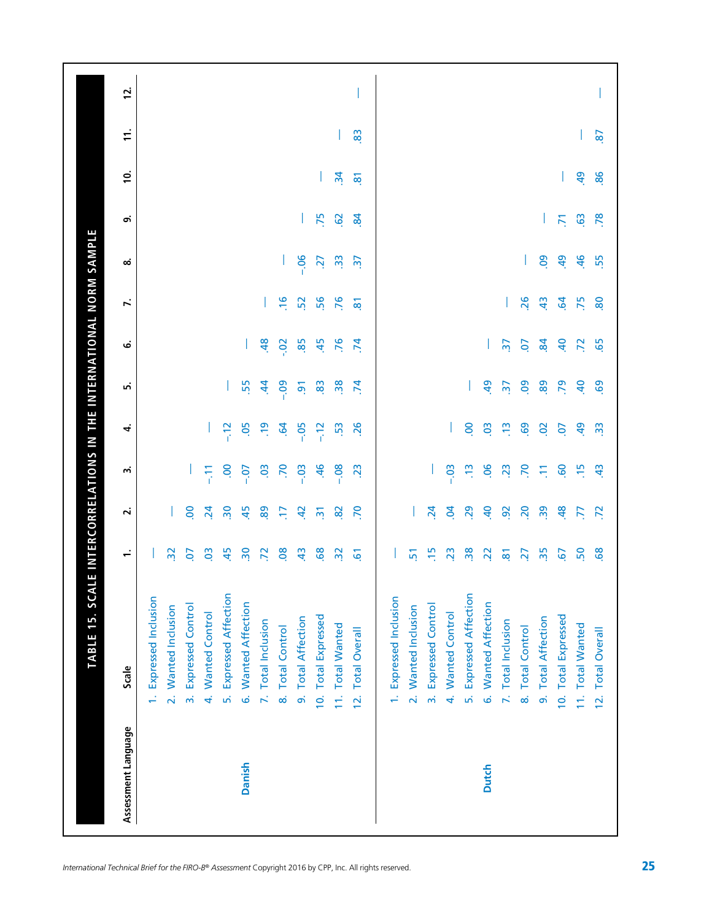## TABLE 15. SCALE INTERCORRELATIONS IN THE INTERNATIONAL NORM SAMPLE

| Assessment Language | Scale | 1. | 2. | 3. | 4. | 5. | 6. | 7. | 8. | 9. | 10. | 11. | 12. |
|---|---|---|---|---|---|---|---|---|---|---|---|---|---|
| Danish | 1. Expressed Inclusion | — | | | | | | | | | | | |
| | 2. Wanted Inclusion | .32 | — | | | | | | | | | | |
| | 3. Expressed Control | .07 | .00 | — | | | | | | | | | |
| | 4. Wanted Control | .03 | .24 | -.11 | — | | | | | | | | |
| | 5. Expressed Affection | .45 | .30 | .00 | -.12 | — | | | | | | | |
| | 6. Wanted Affection | .30 | .45 | -.07 | .05 | .55 | — | | | | | | |
| | 7. Total Inclusion | .72 | .89 | .03 | .19 | .44 | .48 | — | | | | | |
| | 8. Total Control | .08 | .17 | .70 | .64 | -.09 | -.02 | .16 | — | | | | |
| | 9. Total Affection | .43 | .42 | -.03 | -.05 | .91 | .85 | .52 | -.06 | — | | | |
| | 10. Total Expressed | .68 | .31 | .46 | -.12 | .83 | .45 | .56 | .27 | .75 | — | | |
| | 11. Total Wanted | .32 | .82 | -.08 | .53 | .38 | .76 | .76 | .33 | .62 | .34 | — | |
| | 12. Total Overall | .61 | .70 | .23 | .26 | .74 | .74 | .81 | .37 | .84 | .81 | .83 | — |
| Dutch | 1. Expressed Inclusion | — | | | | | | | | | | | |
| | 2. Wanted Inclusion | .51 | — | | | | | | | | | | |
| | 3. Expressed Control | .15 | .24 | — | | | | | | | | | |
| | 4. Wanted Control | .23 | .04 | -.03 | — | | | | | | | | |
| | 5. Expressed Affection | .38 | .29 | .13 | .00 | — | | | | | | | |
| | 6. Wanted Affection | .22 | .40 | .06 | .03 | .49 | — | | | | | | |
| | 7. Total Inclusion | .81 | .92 | .23 | .13 | .37 | .37 | — | | | | | |
| | 8. Total Control | .27 | .20 | .70 | .69 | .09 | .07 | .26 | — | | | | |
| | 9. Total Affection | .35 | .39 | .11 | .02 | .89 | .84 | .43 | .09 | — | | | |
| | 10. Total Expressed | .67 | .48 | .60 | .07 | .79 | .40 | .64 | .49 | .71 | — | | |
| | 11. Total Wanted | .50 | .77 | .15 | .49 | .40 | .72 | .75 | .46 | .63 | .49 | — | |
| | 12. Total Overall | .68 | .72 | .43 | .33 | .69 | .65 | .80 | .55 | .78 | .86 | .87 | — |

*International Technical Brief for the FIRO-B® Assessment* Copyright 2016 by CPP, Inc. All rights reserved.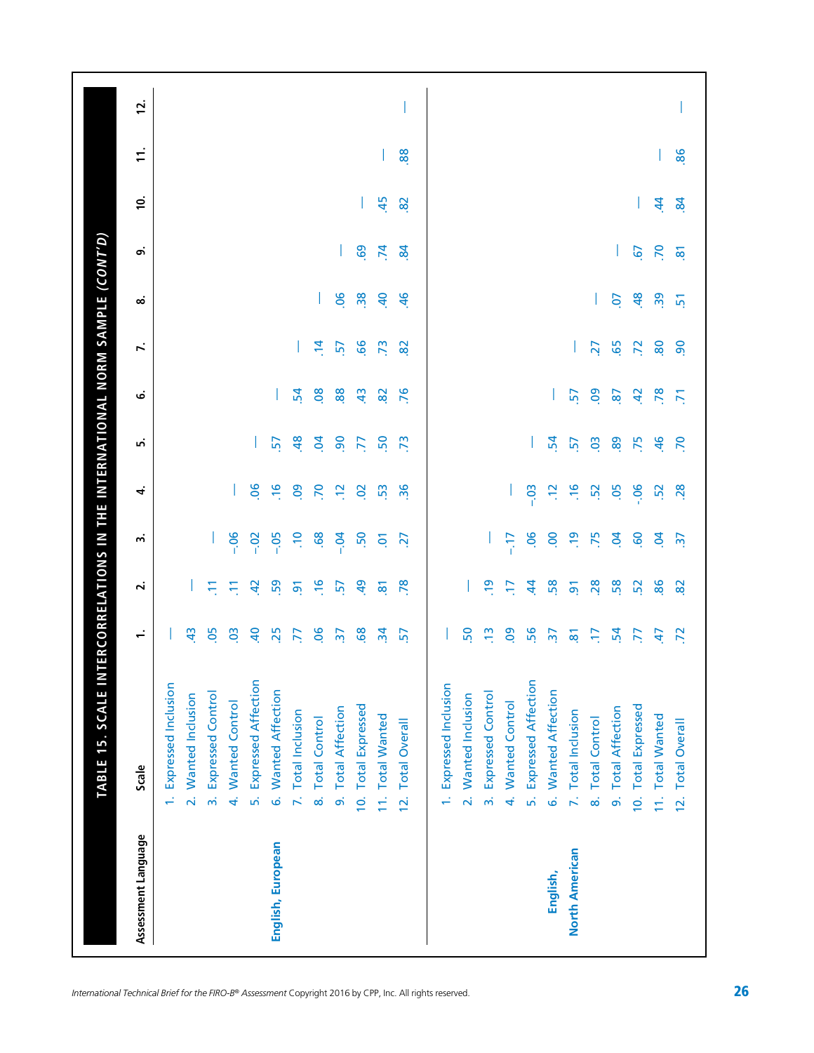## TABLE 15. SCALE INTERCORRELATIONS IN THE INTERNATIONAL NORM SAMPLE (CONT'D)

| Assessment Language | Scale | 1. | 2. | 3. | 4. | 5. | 6. | 7. | 8. | 9. | 10. | 11. | 12. |
|---|---|---|---|---|---|---|---|---|---|---|---|---|---|
| English, European | 1. Expressed Inclusion | — | | | | | | | | | | | |
| | 2. Wanted Inclusion | .43 | — | | | | | | | | | | |
| | 3. Expressed Control | .05 | .11 | — | | | | | | | | | |
| | 4. Wanted Control | .03 | .11 | -.06 | — | | | | | | | | |
| | 5. Expressed Affection | .40 | .42 | -.02 | .06 | — | | | | | | | |
| | 6. Wanted Affection | .25 | .59 | -.05 | .16 | .57 | — | | | | | | |
| | 7. Total Inclusion | .77 | .91 | .10 | .09 | .48 | .54 | — | | | | | |
| | 8. Total Control | .06 | .16 | .68 | .70 | .04 | .08 | .14 | — | | | | |
| | 9. Total Affection | .37 | .57 | -.04 | .12 | .90 | .88 | .57 | .06 | — | | | |
| | 10. Total Expressed | .68 | .49 | .50 | .02 | .77 | .43 | .66 | .38 | .69 | — | | |
| | 11. Total Wanted | .34 | .81 | .01 | .53 | .50 | .82 | .73 | .40 | .74 | .45 | — | |
| | 12. Total Overall | .57 | .78 | .27 | .36 | .73 | .76 | .82 | .46 | .84 | .82 | .88 | — |
| English, North American | 1. Expressed Inclusion | — | | | | | | | | | | | |
| | 2. Wanted Inclusion | .50 | — | | | | | | | | | | |
| | 3. Expressed Control | .13 | .19 | — | | | | | | | | | |
| | 4. Wanted Control | .09 | .17 | -.17 | — | | | | | | | | |
| | 5. Expressed Affection | .56 | .44 | .06 | -.03 | — | | | | | | | |
| | 6. Wanted Affection | .37 | .58 | .00 | .12 | .54 | — | | | | | | |
| | 7. Total Inclusion | .81 | .91 | .19 | .16 | .57 | .57 | — | | | | | |
| | 8. Total Control | .17 | .28 | .75 | .52 | .03 | .09 | .27 | — | | | | |
| | 9. Total Affection | .54 | .58 | .04 | .05 | .89 | .87 | .65 | .07 | — | | | |
| | 10. Total Expressed | .77 | .52 | .60 | -.06 | .75 | .42 | .72 | .48 | .67 | — | | |
| | 11. Total Wanted | .47 | .86 | .04 | .52 | .46 | .78 | .80 | .39 | .70 | .44 | — | |
| | 12. Total Overall | .72 | .82 | .37 | .28 | .70 | .71 | .90 | .51 | .81 | .84 | .86 | — |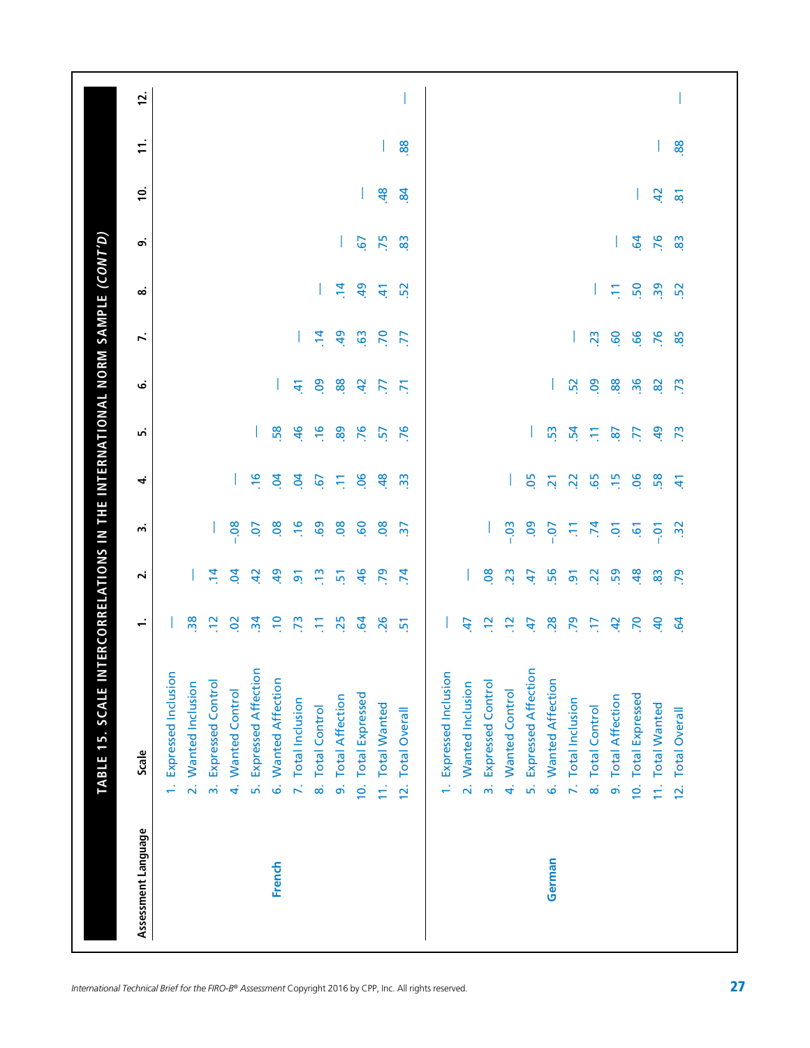## TABLE 15. SCALE INTERCORRELATIONS IN THE INTERNATIONAL NORM SAMPLE *(CONT'D)*

| Assessment Language | Scale | 1. | 2. | 3. | 4. | 5. | 6. | 7. | 8. | 9. | 10. | 11. | 12. |
|---|---|---|---|---|---|---|---|---|---|---|---|---|---|
| **French** | 1. Expressed Inclusion | — | | | | | | | | | | | |
| | 2. Wanted Inclusion | .38 | — | | | | | | | | | | |
| | 3. Expressed Control | .12 | .14 | — | | | | | | | | | |
| | 4. Wanted Control | .02 | .04 | −.08 | — | | | | | | | | |
| | 5. Expressed Affection | .34 | .42 | .07 | .16 | — | | | | | | | |
| | 6. Wanted Affection | .10 | .49 | .08 | .04 | .58 | — | | | | | | |
| | 7. Total Inclusion | .73 | .91 | .16 | .04 | .46 | .41 | — | | | | | |
| | 8. Total Control | .11 | .13 | .69 | .67 | .16 | .09 | .14 | — | | | | |
| | 9. Total Affection | .25 | .51 | .08 | .11 | .89 | .88 | .49 | .14 | — | | | |
| | 10. Total Expressed | .64 | .46 | .60 | .06 | .76 | .42 | .63 | .49 | .67 | — | | |
| | 11. Total Wanted | .26 | .79 | .08 | .48 | .57 | .77 | .70 | .41 | .75 | .48 | — | |
| | 12. Total Overall | .51 | .74 | .37 | .33 | .76 | .71 | .77 | .52 | .83 | .84 | .88 | — |
| **German** | 1. Expressed Inclusion | — | | | | | | | | | | | |
| | 2. Wanted Inclusion | .47 | — | | | | | | | | | | |
| | 3. Expressed Control | .12 | .08 | — | | | | | | | | | |
| | 4. Wanted Control | .12 | .23 | −.03 | — | | | | | | | | |
| | 5. Expressed Affection | .47 | .47 | .09 | .05 | — | | | | | | | |
| | 6. Wanted Affection | .28 | .56 | −.07 | .21 | .53 | — | | | | | | |
| | 7. Total Inclusion | .79 | .91 | .11 | .22 | .54 | .52 | — | | | | | |
| | 8. Total Control | .17 | .22 | .74 | .65 | .11 | .09 | .23 | — | | | | |
| | 9. Total Affection | .42 | .59 | .01 | .15 | .87 | .88 | .60 | .11 | — | | | |
| | 10. Total Expressed | .70 | .48 | .61 | .06 | .77 | .36 | .66 | .50 | .64 | — | | |
| | 11. Total Wanted | .40 | .83 | −.01 | .58 | .49 | .82 | .76 | .39 | .76 | .42 | — | |
| | 12. Total Overall | .64 | .79 | .32 | .41 | .73 | .73 | .85 | .52 | .83 | .81 | .88 | — |

*International Technical Brief for the FIRO-B® Assessment* Copyright 2016 by CPP, Inc. All rights reserved.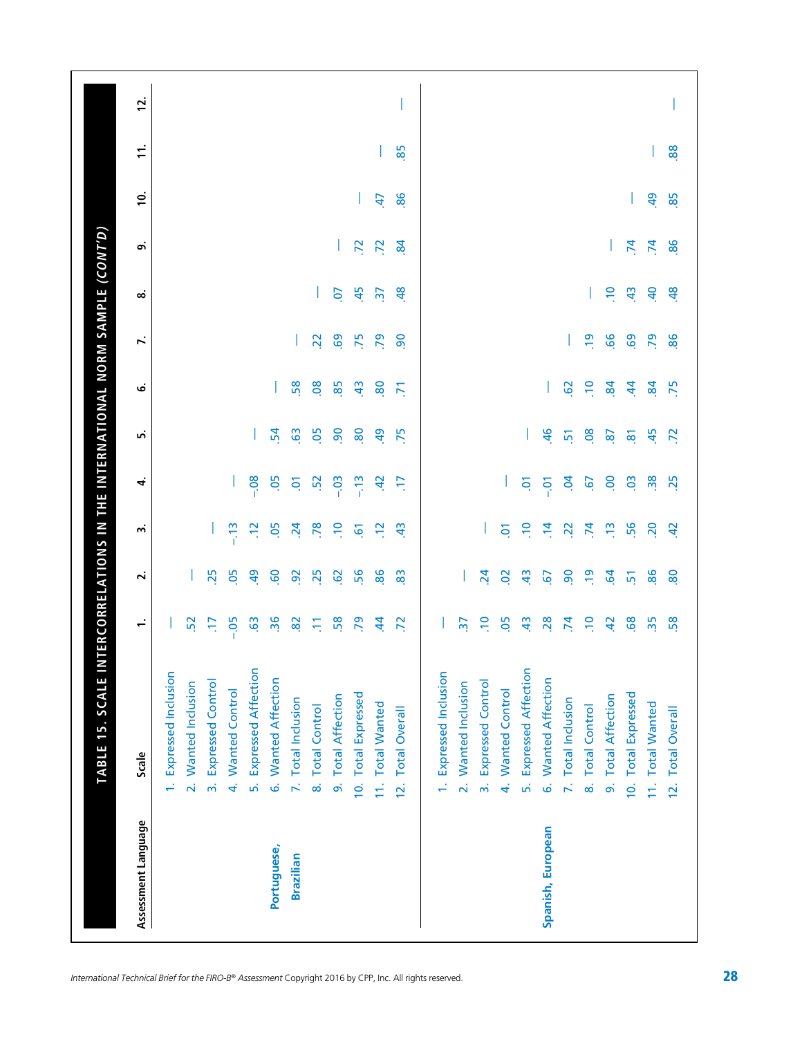## TABLE 15. SCALE INTERCORRELATIONS IN THE INTERNATIONAL NORM SAMPLE *(CONT'D)*

| Assessment Language | Scale | 1. | 2. | 3. | 4. | 5. | 6. | 7. | 8. | 9. | 10. | 11. | 12. |
|---|---|---|---|---|---|---|---|---|---|---|---|---|---|
| **Portuguese, Brazilian** | 1. Expressed Inclusion | — | | | | | | | | | | | |
| | 2. Wanted Inclusion | .52 | — | | | | | | | | | | |
| | 3. Expressed Control | .17 | .25 | — | | | | | | | | | |
| | 4. Wanted Control | –.05 | .05 | –.13 | — | | | | | | | | |
| | 5. Expressed Affection | .63 | .49 | .12 | –.08 | — | | | | | | | |
| | 6. Wanted Affection | .36 | .60 | .05 | .05 | .54 | — | | | | | | |
| | 7. Total Inclusion | .82 | .92 | .24 | .01 | .63 | .58 | — | | | | | |
| | 8. Total Control | .11 | .25 | .78 | .52 | .05 | .08 | .22 | — | | | | |
| | 9. Total Affection | .58 | .62 | .10 | –.03 | .90 | .85 | .69 | .07 | — | | | |
| | 10. Total Expressed | .79 | .56 | .61 | –.13 | .80 | .43 | .75 | .45 | .72 | — | | |
| | 11. Total Wanted | .44 | .86 | .12 | .42 | .49 | .80 | .79 | .37 | .72 | .47 | — | |
| | 12. Total Overall | .72 | .83 | .43 | .17 | .75 | .71 | .90 | .48 | .84 | .86 | .85 | — |
| **Spanish, European** | 1. Expressed Inclusion | — | | | | | | | | | | | |
| | 2. Wanted Inclusion | .37 | — | | | | | | | | | | |
| | 3. Expressed Control | .10 | .24 | — | | | | | | | | | |
| | 4. Wanted Control | .05 | .02 | .01 | — | | | | | | | | |
| | 5. Expressed Affection | .43 | .43 | .10 | .01 | — | | | | | | | |
| | 6. Wanted Affection | .28 | .67 | .14 | –.01 | .46 | — | | | | | | |
| | 7. Total Inclusion | .74 | .90 | .22 | .04 | .51 | .62 | — | | | | | |
| | 8. Total Control | .10 | .19 | .74 | .67 | .08 | .10 | .19 | — | | | | |
| | 9. Total Affection | .42 | .64 | .13 | .00 | .87 | .84 | .66 | .10 | — | | | |
| | 10. Total Expressed | .68 | .51 | .56 | .03 | .81 | .44 | .69 | .43 | .74 | — | | |
| | 11. Total Wanted | .35 | .86 | .20 | .38 | .45 | .84 | .79 | .40 | .74 | .49 | — | |
| | 12. Total Overall | .58 | .80 | .42 | .25 | .72 | .75 | .86 | .48 | .86 | .85 | .88 | — |

*International Technical Brief for the FIRO-B® Assessment* Copyright 2016 by CPP, Inc. All rights reserved.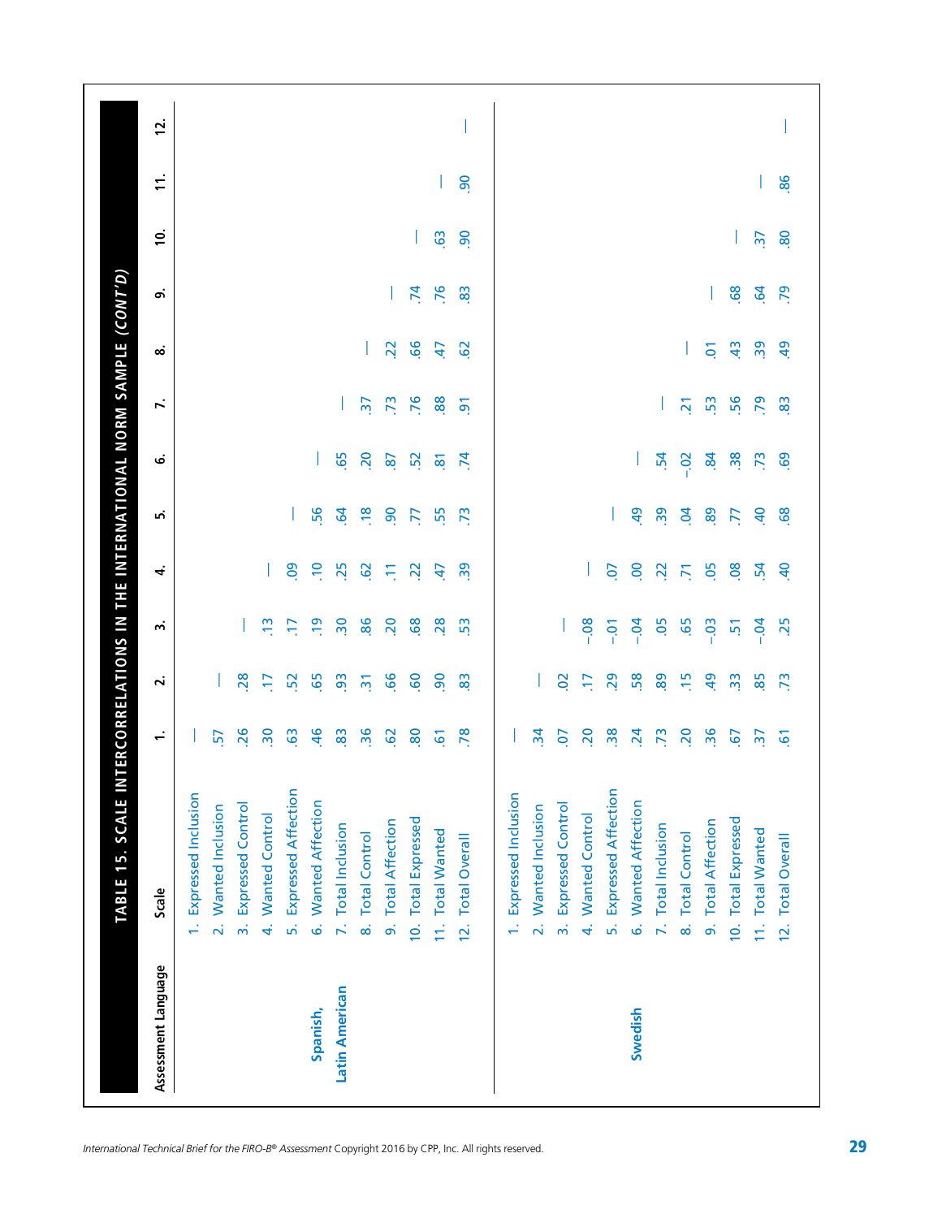## TABLE 15. SCALE INTERCORRELATIONS IN THE INTERNATIONAL NORM SAMPLE *(CONT'D)*

| Assessment Language | Scale | 1. | 2. | 3. | 4. | 5. | 6. | 7. | 8. | 9. | 10. | 11. | 12. |
|---|---|---|---|---|---|---|---|---|---|---|---|---|---|
| **Spanish, Latin American** | 1. Expressed Inclusion | — | | | | | | | | | | | |
| | 2. Wanted Inclusion | .57 | — | | | | | | | | | | |
| | 3. Expressed Control | .26 | .28 | — | | | | | | | | | |
| | 4. Wanted Control | .30 | .17 | .13 | — | | | | | | | | |
| | 5. Expressed Affection | .63 | .52 | .17 | .09 | — | | | | | | | |
| | 6. Wanted Affection | .46 | .65 | .19 | .10 | .56 | — | | | | | | |
| | 7. Total Inclusion | .83 | .93 | .30 | .25 | .64 | .65 | — | | | | | |
| | 8. Total Control | .36 | .31 | .86 | .62 | .18 | .20 | .37 | — | | | | |
| | 9. Total Affection | .62 | .66 | .20 | .11 | .90 | .87 | .73 | .22 | — | | | |
| | 10. Total Expressed | .80 | .60 | .68 | .22 | .77 | .52 | .76 | .66 | .74 | — | | |
| | 11. Total Wanted | .61 | .90 | .28 | .47 | .55 | .81 | .88 | .47 | .76 | .63 | — | |
| | 12. Total Overall | .78 | .83 | .53 | .39 | .73 | .74 | .91 | .62 | .83 | .90 | .90 | — |
| **Swedish** | 1. Expressed Inclusion | — | | | | | | | | | | | |
| | 2. Wanted Inclusion | .34 | — | | | | | | | | | | |
| | 3. Expressed Control | .07 | .02 | — | | | | | | | | | |
| | 4. Wanted Control | .20 | .17 | -.08 | — | | | | | | | | |
| | 5. Expressed Affection | .38 | .29 | -.01 | .07 | — | | | | | | | |
| | 6. Wanted Affection | .24 | .58 | -.04 | .00 | .49 | — | | | | | | |
| | 7. Total Inclusion | .73 | .89 | .05 | .22 | .39 | .54 | — | | | | | |
| | 8. Total Control | .20 | .15 | .65 | .71 | .04 | -.02 | .21 | — | | | | |
| | 9. Total Affection | .36 | .49 | -.03 | .05 | .89 | .84 | .53 | .01 | — | | | |
| | 10. Total Expressed | .67 | .33 | .51 | .08 | .77 | .38 | .56 | .43 | .68 | — | | |
| | 11. Total Wanted | .37 | .85 | -.04 | .54 | .40 | .73 | .79 | .39 | .64 | .37 | — | |
| | 12. Total Overall | .61 | .73 | .25 | .40 | .68 | .69 | .83 | .49 | .79 | .80 | .86 | — |

*International Technical Brief for the FIRO-B® Assessment* Copyright 2016 by CPP, Inc. All rights reserved.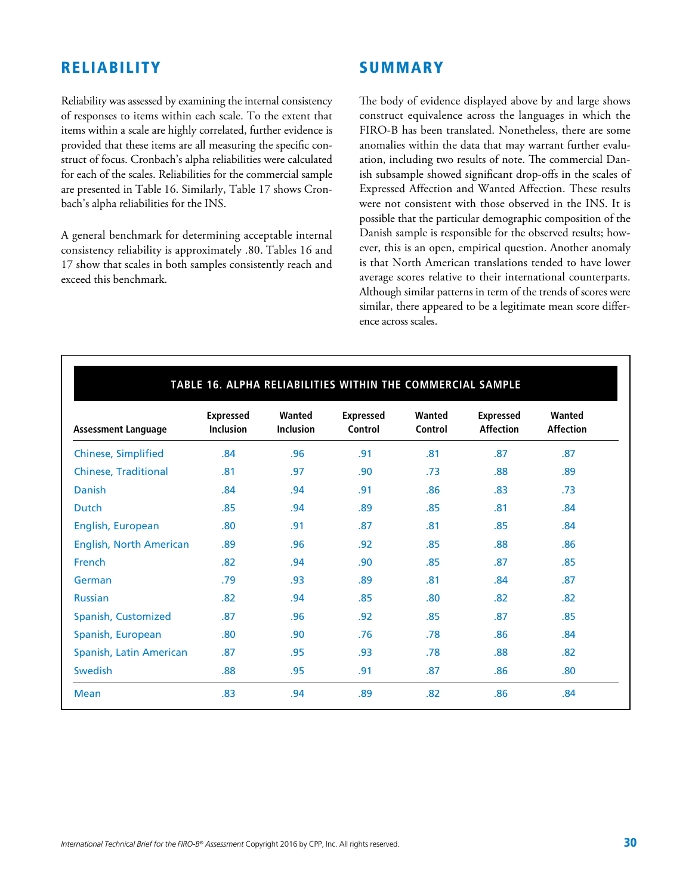## RELIABILITY

Reliability was assessed by examining the internal consistency of responses to items within each scale. To the extent that items within a scale are highly correlated, further evidence is provided that these items are all measuring the specific construct of focus. Cronbach's alpha reliabilities were calculated for each of the scales. Reliabilities for the commercial sample are presented in Table 16. Similarly, Table 17 shows Cronbach's alpha reliabilities for the INS.

A general benchmark for determining acceptable internal consistency reliability is approximately .80. Tables 16 and 17 show that scales in both samples consistently reach and exceed this benchmark.

## SUMMARY

The body of evidence displayed above by and large shows construct equivalence across the languages in which the FIRO-B has been translated. Nonetheless, there are some anomalies within the data that may warrant further evaluation, including two results of note. The commercial Danish subsample showed significant drop-offs in the scales of Expressed Affection and Wanted Affection. These results were not consistent with those observed in the INS. It is possible that the particular demographic composition of the Danish sample is responsible for the observed results; however, this is an open, empirical question. Another anomaly is that North American translations tended to have lower average scores relative to their international counterparts. Although similar patterns in term of the trends of scores were similar, there appeared to be a legitimate mean score difference across scales.

**TABLE 16. ALPHA RELIABILITIES WITHIN THE COMMERCIAL SAMPLE**

| Assessment Language | Expressed Inclusion | Wanted Inclusion | Expressed Control | Wanted Control | Expressed Affection | Wanted Affection |
|---|---|---|---|---|---|---|
| Chinese, Simplified | .84 | .96 | .91 | .81 | .87 | .87 |
| Chinese, Traditional | .81 | .97 | .90 | .73 | .88 | .89 |
| Danish | .84 | .94 | .91 | .86 | .83 | .73 |
| Dutch | .85 | .94 | .89 | .85 | .81 | .84 |
| English, European | .80 | .91 | .87 | .81 | .85 | .84 |
| English, North American | .89 | .96 | .92 | .85 | .88 | .86 |
| French | .82 | .94 | .90 | .85 | .87 | .85 |
| German | .79 | .93 | .89 | .81 | .84 | .87 |
| Russian | .82 | .94 | .85 | .80 | .82 | .82 |
| Spanish, Customized | .87 | .96 | .92 | .85 | .87 | .85 |
| Spanish, European | .80 | .90 | .76 | .78 | .86 | .84 |
| Spanish, Latin American | .87 | .95 | .93 | .78 | .88 | .82 |
| Swedish | .88 | .95 | .91 | .87 | .86 | .80 |
| Mean | .83 | .94 | .89 | .82 | .86 | .84 |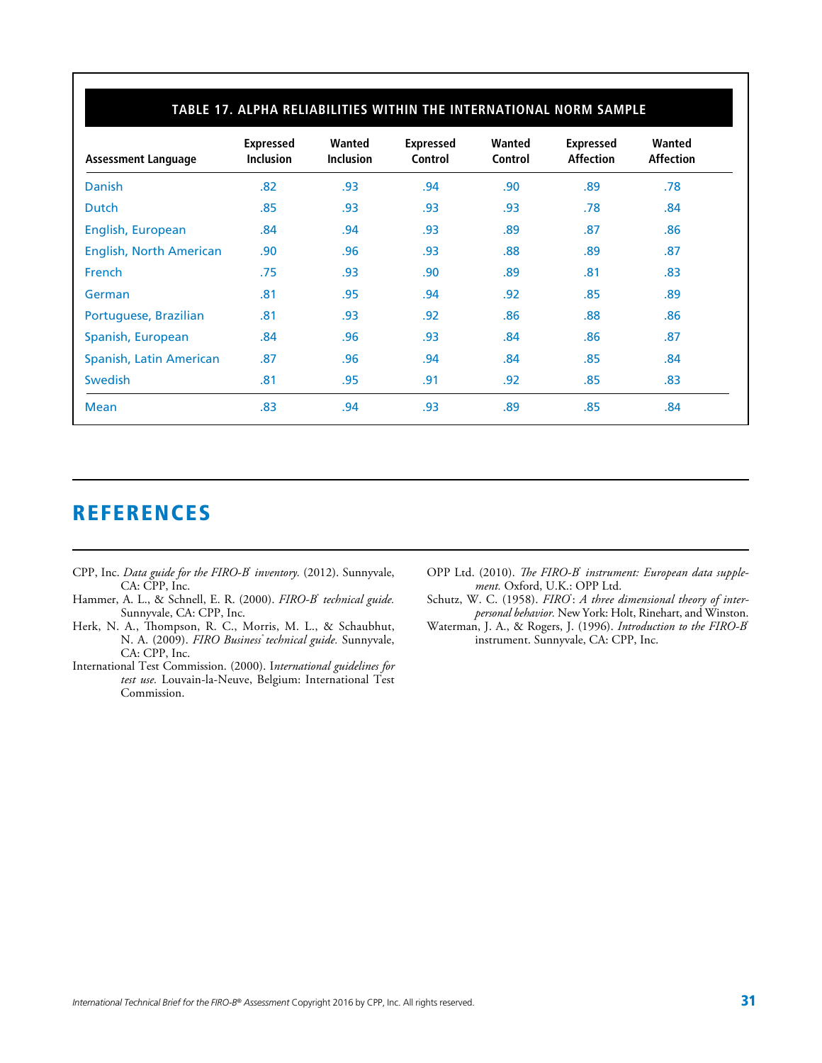**TABLE 17. ALPHA RELIABILITIES WITHIN THE INTERNATIONAL NORM SAMPLE**

| Assessment Language | Expressed Inclusion | Wanted Inclusion | Expressed Control | Wanted Control | Expressed Affection | Wanted Affection |
|---|---|---|---|---|---|---|
| Danish | .82 | .93 | .94 | .90 | .89 | .78 |
| Dutch | .85 | .93 | .93 | .93 | .78 | .84 |
| English, European | .84 | .94 | .93 | .89 | .87 | .86 |
| English, North American | .90 | .96 | .93 | .88 | .89 | .87 |
| French | .75 | .93 | .90 | .89 | .81 | .83 |
| German | .81 | .95 | .94 | .92 | .85 | .89 |
| Portuguese, Brazilian | .81 | .93 | .92 | .86 | .88 | .86 |
| Spanish, European | .84 | .96 | .93 | .84 | .86 | .87 |
| Spanish, Latin American | .87 | .96 | .94 | .84 | .85 | .84 |
| Swedish | .81 | .95 | .91 | .92 | .85 | .83 |
| Mean | .83 | .94 | .93 | .89 | .85 | .84 |

## REFERENCES

CPP, Inc. *Data guide for the FIRO-B® inventory.* (2012). Sunnyvale, CA: CPP, Inc.

Hammer, A. L., & Schnell, E. R. (2000). *FIRO-B® technical guide.* Sunnyvale, CA: CPP, Inc.

Herk, N. A., Thompson, R. C., Morris, M. L., & Schaubhut, N. A. (2009). *FIRO Business® technical guide.* Sunnyvale, CA: CPP, Inc.

International Test Commission. (2000). I*nternational guidelines for test use.* Louvain-la-Neuve, Belgium: International Test Commission.

OPP Ltd. (2010). *The FIRO-B® instrument: European data supplement.* Oxford, U.K.: OPP Ltd.

Schutz, W. C. (1958). *FIRO®: A three dimensional theory of interpersonal behavior.* New York: Holt, Rinehart, and Winston.

Waterman, J. A., & Rogers, J. (1996). *Introduction to the FIRO-B®* instrument. Sunnyvale, CA: CPP, Inc.